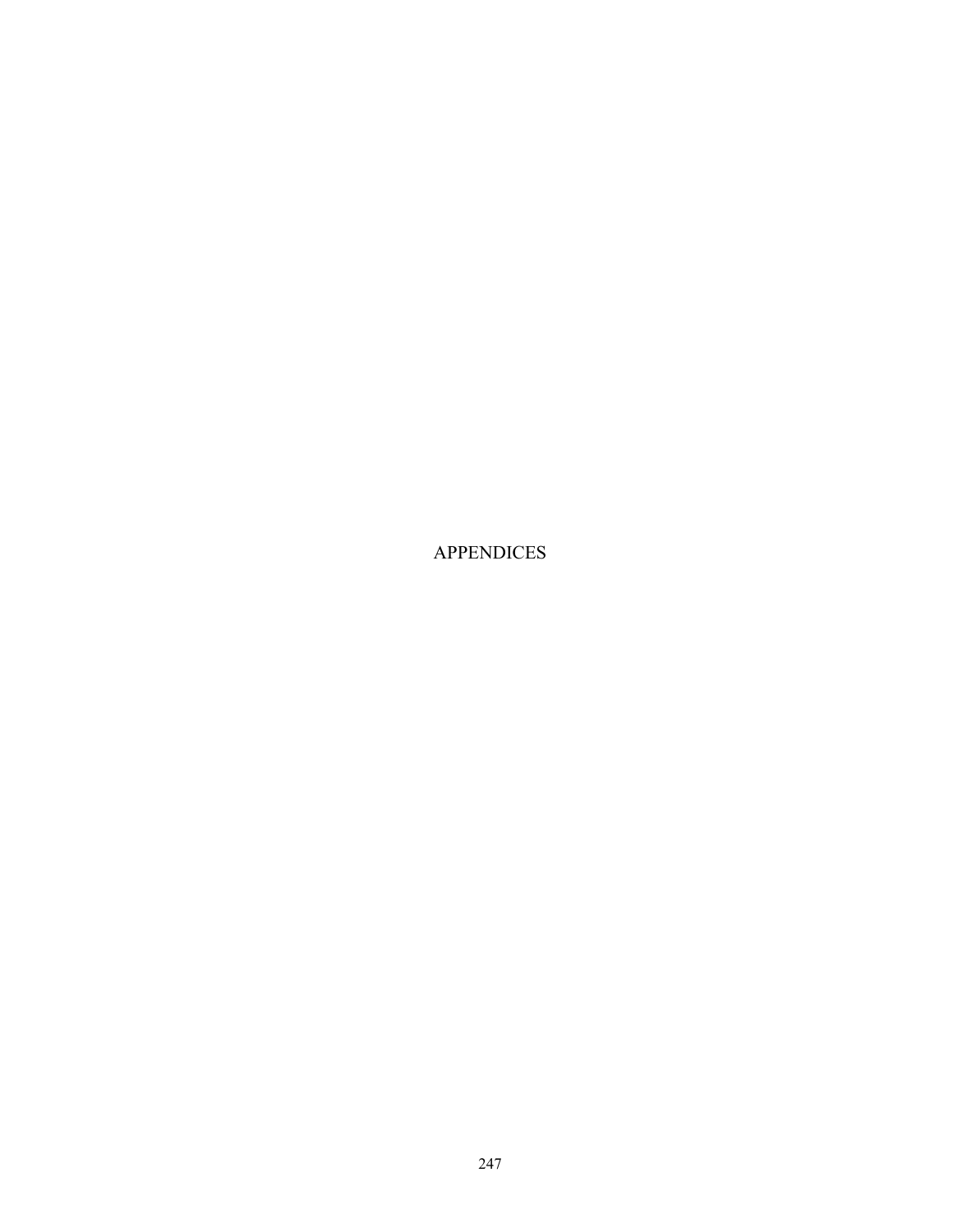# APPENDICES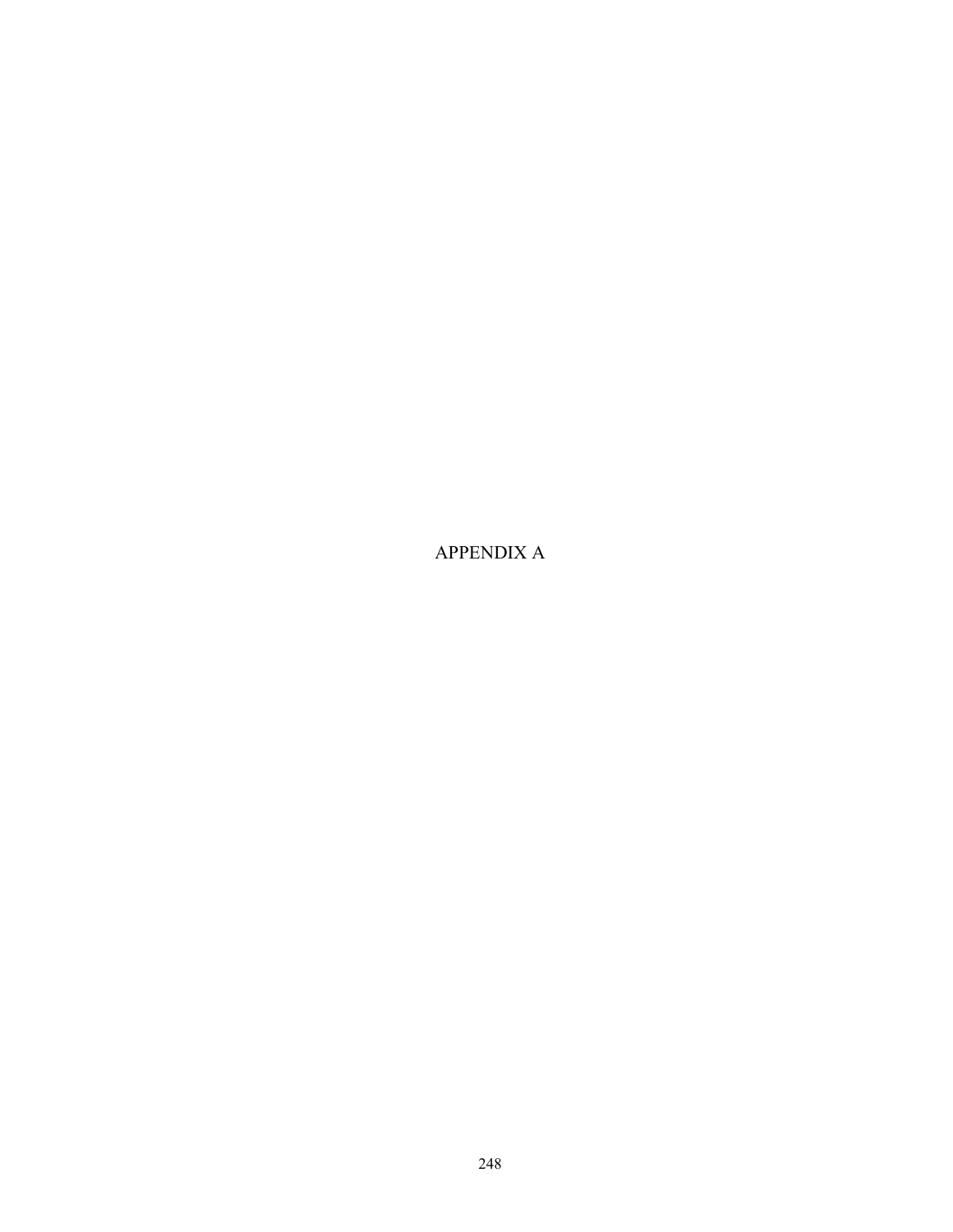# APPENDIX A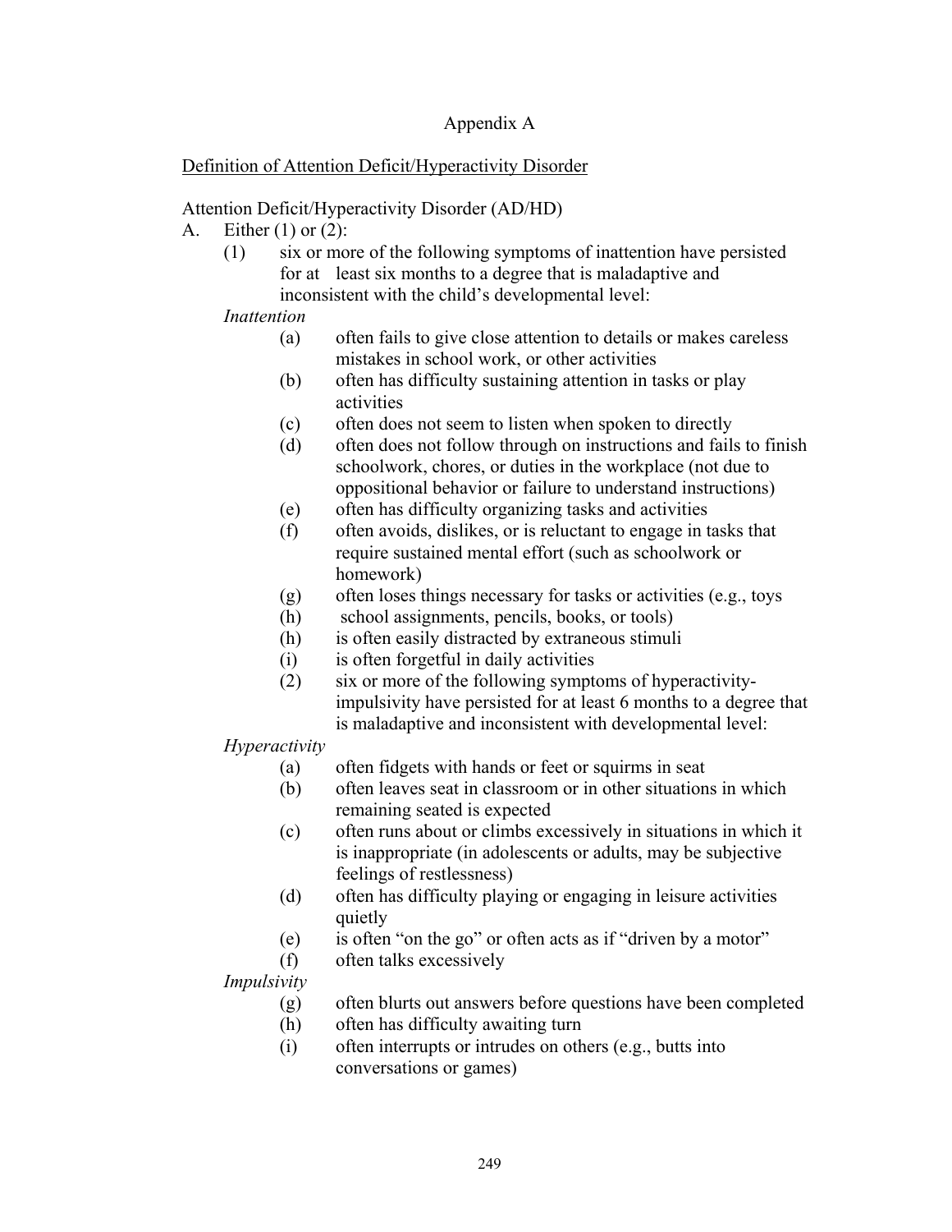Appendix A

<u>Definition of Attention Deficit/Hyperactivity Disorder</u>

Attention Deficit/Hyperactivity Disorder (AD/HD)

A. Either (1) or (2):

(1) six or more of the following symptoms of inattention have persisted for at least six months to a degree that is maladaptive and inconsistent with the child's developmental level:

*Inattention*

- (a) often fails to give close attention to details or makes careless mistakes in school work, or other activities
- (b) often has difficulty sustaining attention in tasks or play activities
- (c) often does not seem to listen when spoken to directly
- (d) often does not follow through on instructions and fails to finish schoolwork, chores, or duties in the workplace (not due to oppositional behavior or failure to understand instructions)
- (e) often has difficulty organizing tasks and activities
- (f) often avoids, dislikes, or is reluctant to engage in tasks that require sustained mental effort (such as schoolwork or homework)
- (g) often loses things necessary for tasks or activities (e.g., toys
- (h) school assignments, pencils, books, or tools)
- (h) is often easily distracted by extraneous stimuli
- (i) is often forgetful in daily activities

(2) six or more of the following symptoms of hyperactivity-impulsivity have persisted for at least 6 months to a degree that is maladaptive and inconsistent with developmental level:

*Hyperactivity*

- (a) often fidgets with hands or feet or squirms in seat
- (b) often leaves seat in classroom or in other situations in which remaining seated is expected
- (c) often runs about or climbs excessively in situations in which it is inappropriate (in adolescents or adults, may be subjective feelings of restlessness)
- (d) often has difficulty playing or engaging in leisure activities quietly
- (e) is often "on the go" or often acts as if "driven by a motor"
- (f) often talks excessively

*Impulsivity*

- (g) often blurts out answers before questions have been completed
- (h) often has difficulty awaiting turn
- (i) often interrupts or intrudes on others (e.g., butts into conversations or games)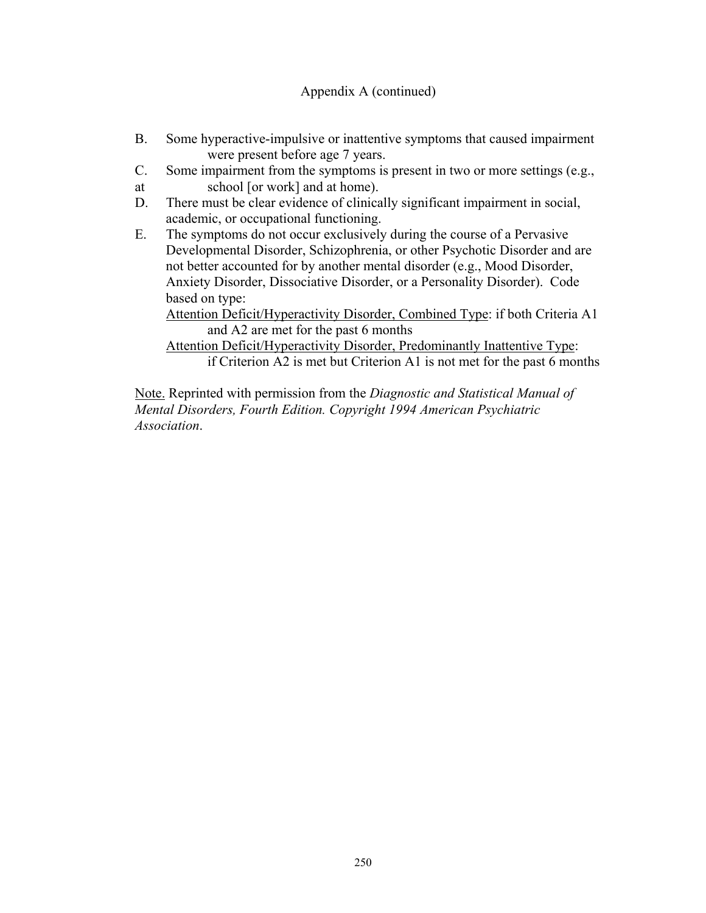Appendix A (continued)

B. Some hyperactive-impulsive or inattentive symptoms that caused impairment were present before age 7 years.

C. Some impairment from the symptoms is present in two or more settings (e.g., at school [or work] and at home).

D. There must be clear evidence of clinically significant impairment in social, academic, or occupational functioning.

E. The symptoms do not occur exclusively during the course of a Pervasive Developmental Disorder, Schizophrenia, or other Psychotic Disorder and are not better accounted for by another mental disorder (e.g., Mood Disorder, Anxiety Disorder, Dissociative Disorder, or a Personality Disorder). Code based on type:

Attention Deficit/Hyperactivity Disorder, Combined Type: if both Criteria A1 and A2 are met for the past 6 months

Attention Deficit/Hyperactivity Disorder, Predominantly Inattentive Type: if Criterion A2 is met but Criterion A1 is not met for the past 6 months

Note. Reprinted with permission from the *Diagnostic and Statistical Manual of Mental Disorders, Fourth Edition. Copyright 1994 American Psychiatric Association*.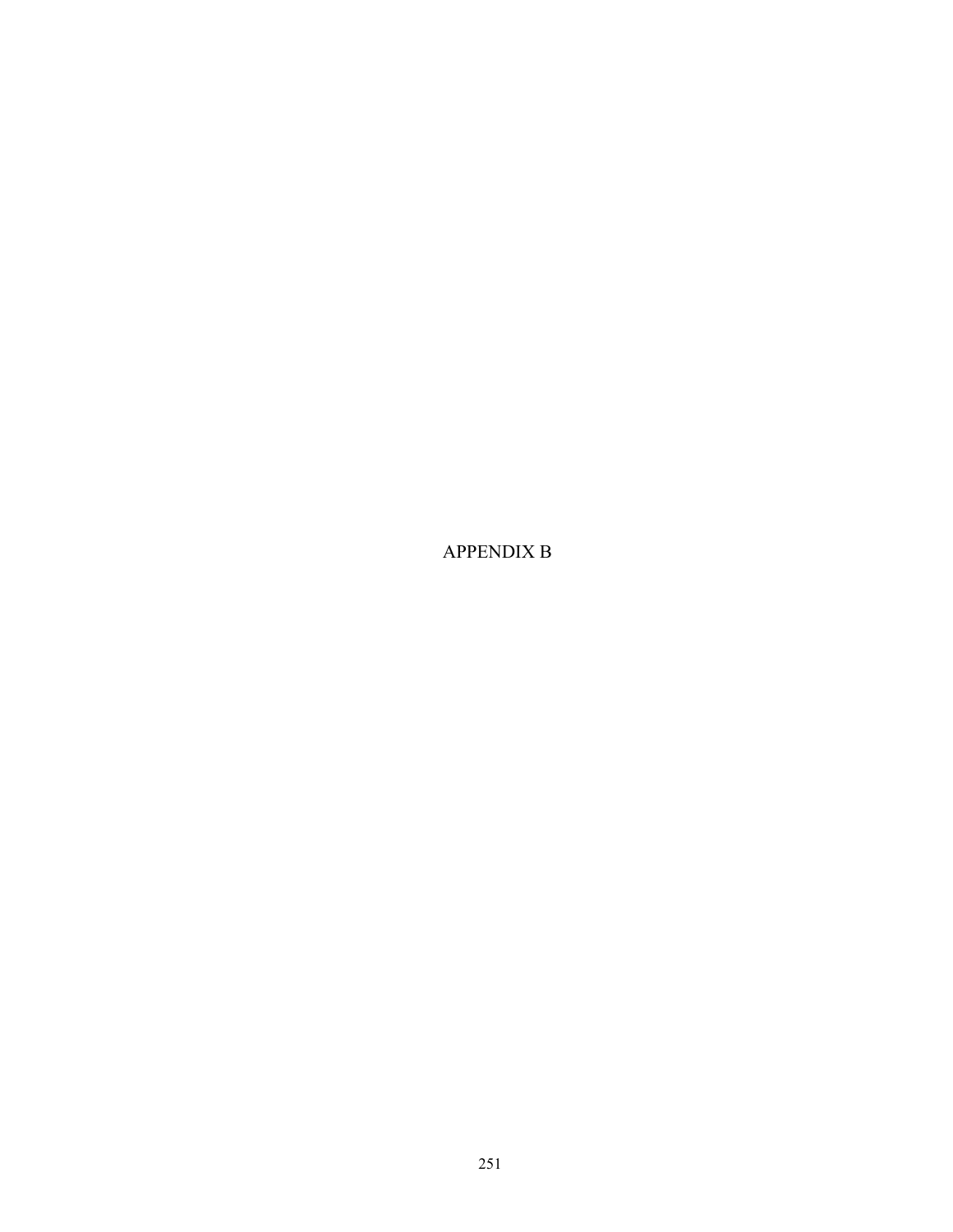# APPENDIX B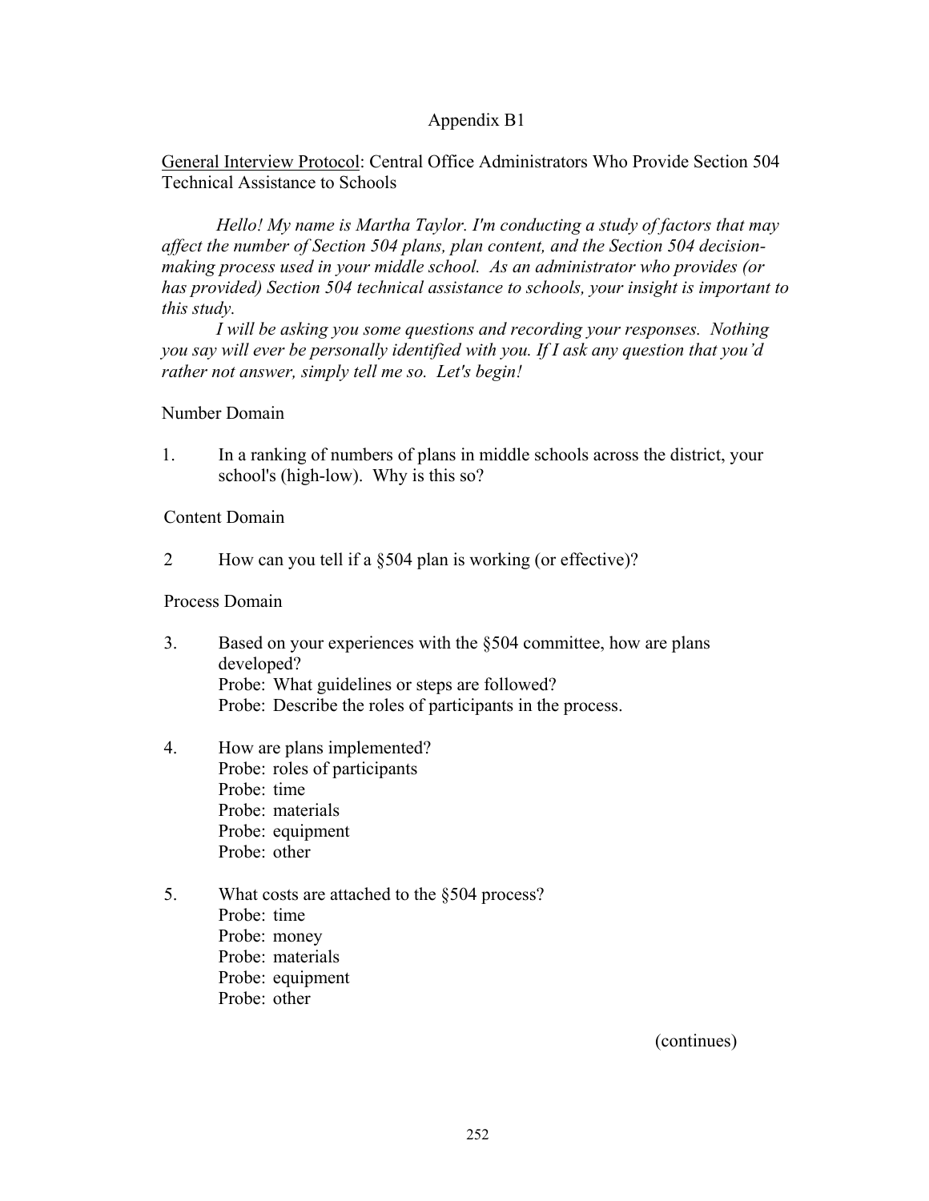# Appendix B1

General Interview Protocol: Central Office Administrators Who Provide Section 504 Technical Assistance to Schools

*Hello! My name is Martha Taylor. I'm conducting a study of factors that may affect the number of Section 504 plans, plan content, and the Section 504 decision-making process used in your middle school. As an administrator who provides (or has provided) Section 504 technical assistance to schools, your insight is important to this study.*

*I will be asking you some questions and recording your responses. Nothing you say will ever be personally identified with you. If I ask any question that you'd rather not answer, simply tell me so. Let's begin!*

Number Domain

1. In a ranking of numbers of plans in middle schools across the district, your school's (high-low). Why is this so?

Content Domain

2 How can you tell if a §504 plan is working (or effective)?

Process Domain

3. Based on your experiences with the §504 committee, how are plans developed?
   Probe: What guidelines or steps are followed?
   Probe: Describe the roles of participants in the process.

4. How are plans implemented?
   Probe: roles of participants
   Probe: time
   Probe: materials
   Probe: equipment
   Probe: other

5. What costs are attached to the §504 process?
   Probe: time
   Probe: money
   Probe: materials
   Probe: equipment
   Probe: other

(continues)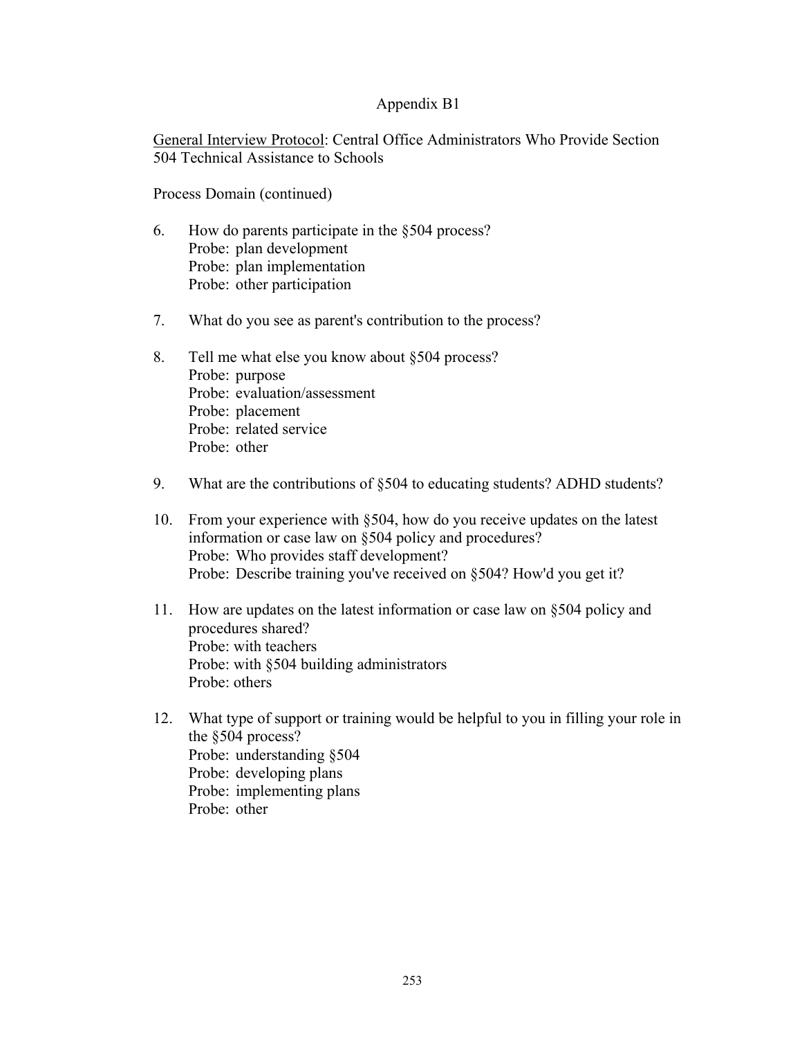# Appendix B1

General Interview Protocol: Central Office Administrators Who Provide Section 504 Technical Assistance to Schools

Process Domain (continued)

6. How do parents participate in the §504 process?
   Probe: plan development
   Probe: plan implementation
   Probe: other participation

7. What do you see as parent's contribution to the process?

8. Tell me what else you know about §504 process?
   Probe: purpose
   Probe: evaluation/assessment
   Probe: placement
   Probe: related service
   Probe: other

9. What are the contributions of §504 to educating students? ADHD students?

10. From your experience with §504, how do you receive updates on the latest information or case law on §504 policy and procedures?
    Probe: Who provides staff development?
    Probe: Describe training you've received on §504? How'd you get it?

11. How are updates on the latest information or case law on §504 policy and procedures shared?
    Probe: with teachers
    Probe: with §504 building administrators
    Probe: others

12. What type of support or training would be helpful to you in filling your role in the §504 process?
    Probe: understanding §504
    Probe: developing plans
    Probe: implementing plans
    Probe: other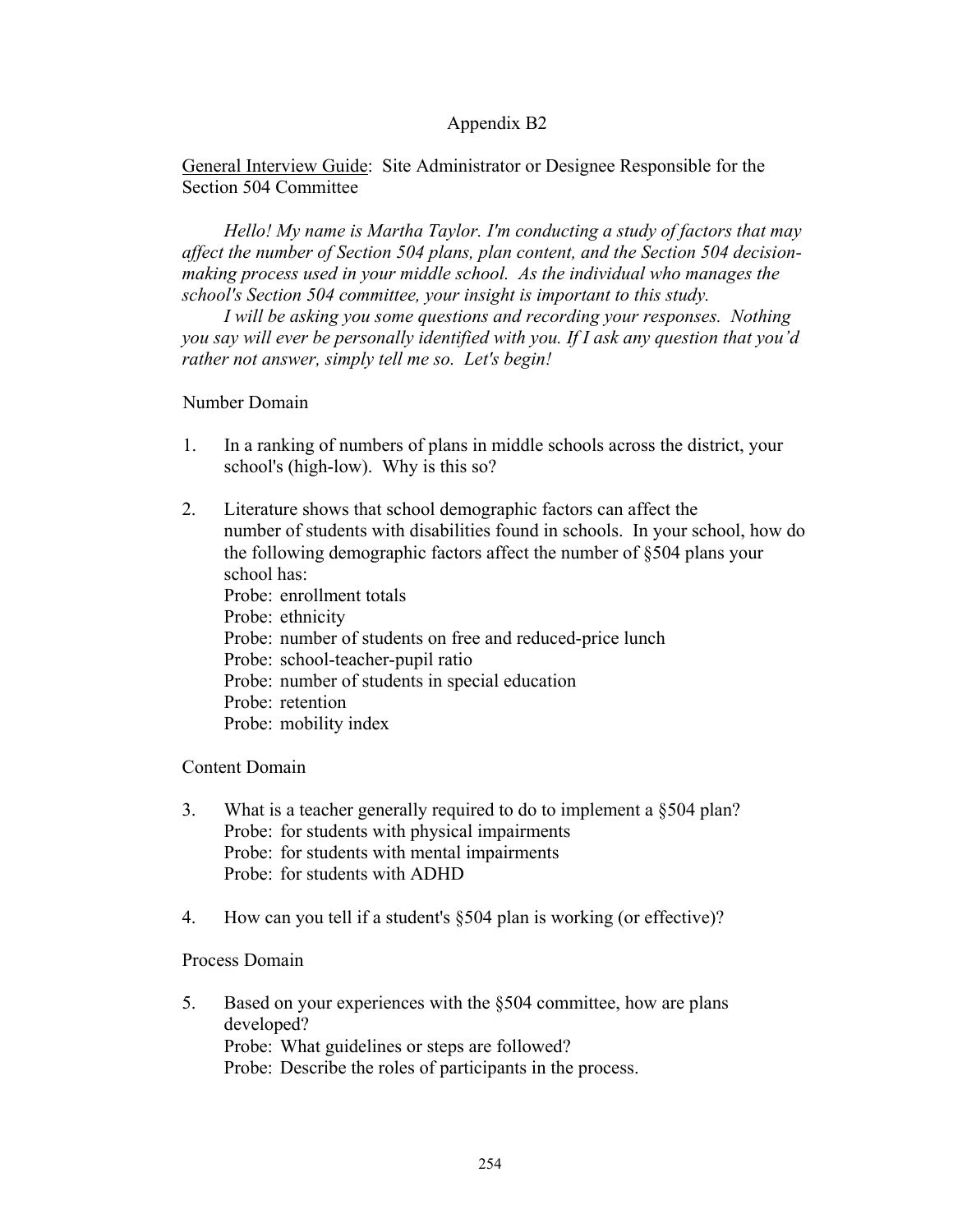# Appendix B2

<u>General Interview Guide</u>: Site Administrator or Designee Responsible for the Section 504 Committee

*Hello! My name is Martha Taylor. I'm conducting a study of factors that may affect the number of Section 504 plans, plan content, and the Section 504 decision-making process used in your middle school. As the individual who manages the school's Section 504 committee, your insight is important to this study.*

*I will be asking you some questions and recording your responses. Nothing you say will ever be personally identified with you. If I ask any question that you'd rather not answer, simply tell me so. Let's begin!*

Number Domain

1. In a ranking of numbers of plans in middle schools across the district, your school's (high-low). Why is this so?

2. Literature shows that school demographic factors can affect the number of students with disabilities found in schools. In your school, how do the following demographic factors affect the number of §504 plans your school has:
   Probe: enrollment totals
   Probe: ethnicity
   Probe: number of students on free and reduced-price lunch
   Probe: school-teacher-pupil ratio
   Probe: number of students in special education
   Probe: retention
   Probe: mobility index

Content Domain

3. What is a teacher generally required to do to implement a §504 plan?
   Probe: for students with physical impairments
   Probe: for students with mental impairments
   Probe: for students with ADHD

4. How can you tell if a student's §504 plan is working (or effective)?

Process Domain

5. Based on your experiences with the §504 committee, how are plans developed?
   Probe: What guidelines or steps are followed?
   Probe: Describe the roles of participants in the process.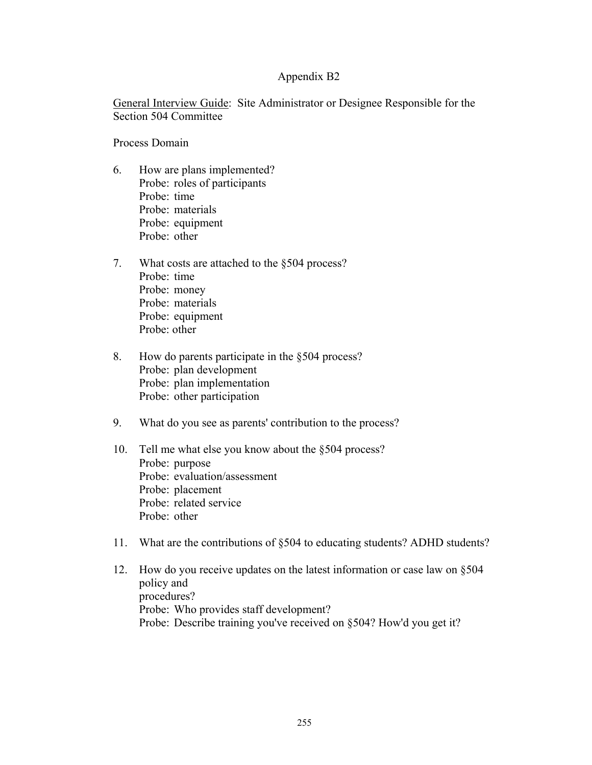# Appendix B2

General Interview Guide: Site Administrator or Designee Responsible for the Section 504 Committee

Process Domain

6. How are plans implemented?
   Probe: roles of participants
   Probe: time
   Probe: materials
   Probe: equipment
   Probe: other

7. What costs are attached to the §504 process?
   Probe: time
   Probe: money
   Probe: materials
   Probe: equipment
   Probe: other

8. How do parents participate in the §504 process?
   Probe: plan development
   Probe: plan implementation
   Probe: other participation

9. What do you see as parents' contribution to the process?

10. Tell me what else you know about the §504 process?
    Probe: purpose
    Probe: evaluation/assessment
    Probe: placement
    Probe: related service
    Probe: other

11. What are the contributions of §504 to educating students? ADHD students?

12. How do you receive updates on the latest information or case law on §504 policy and
    procedures?
    Probe: Who provides staff development?
    Probe: Describe training you've received on §504? How'd you get it?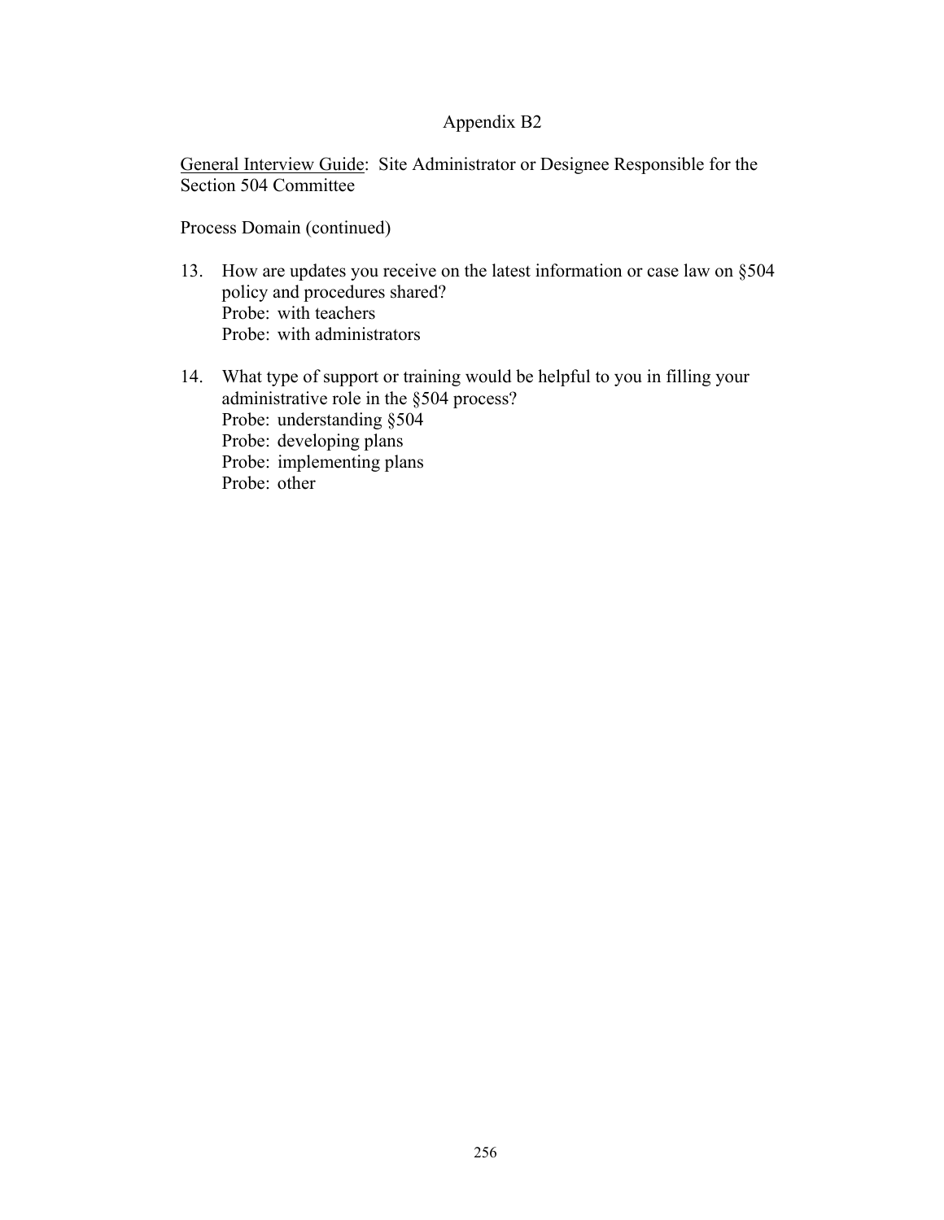# Appendix B2

General Interview Guide: Site Administrator or Designee Responsible for the Section 504 Committee

Process Domain (continued)

13. How are updates you receive on the latest information or case law on §504 policy and procedures shared?
    Probe: with teachers
    Probe: with administrators

14. What type of support or training would be helpful to you in filling your administrative role in the §504 process?
    Probe: understanding §504
    Probe: developing plans
    Probe: implementing plans
    Probe: other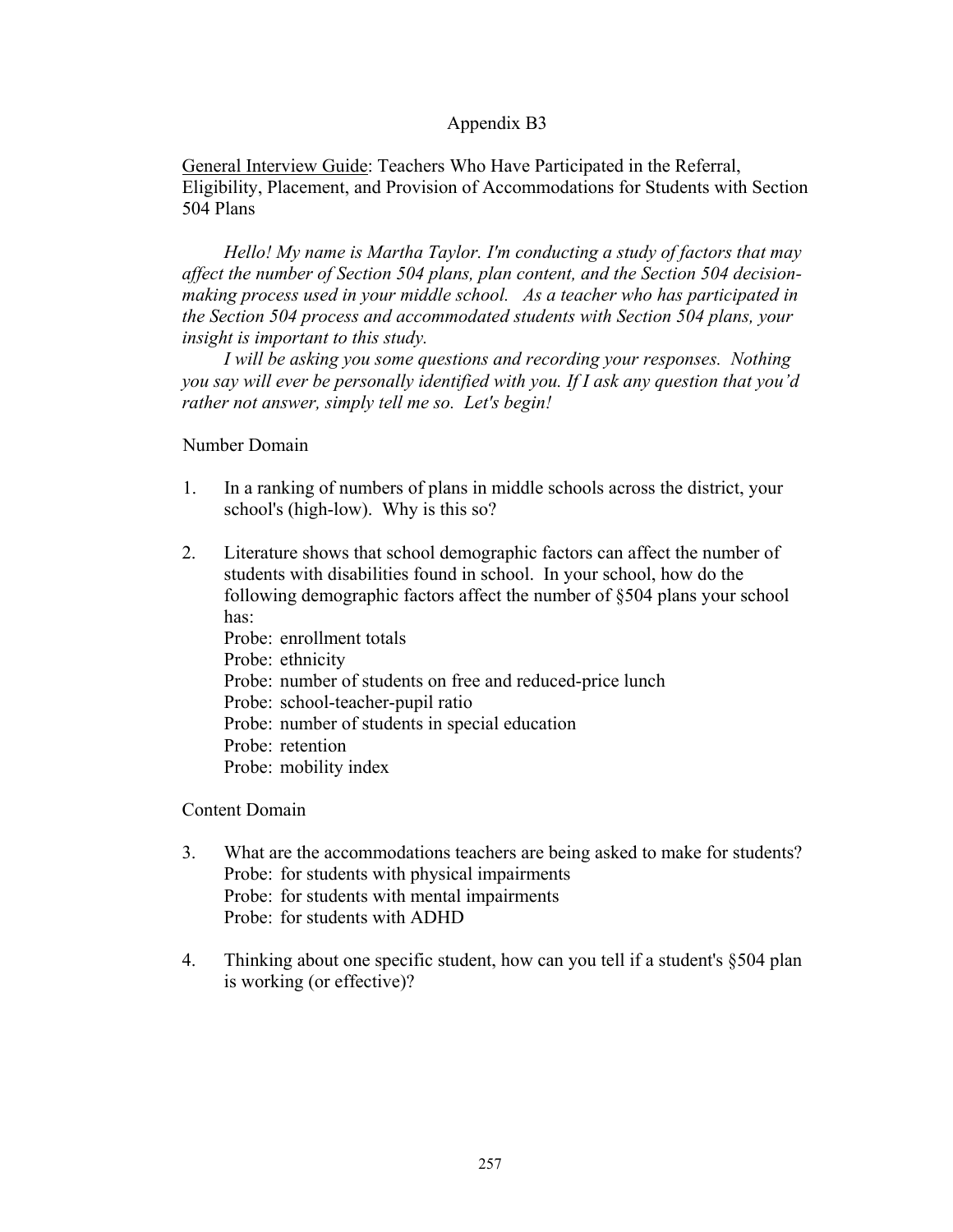# Appendix B3

<u>General Interview Guide</u>: Teachers Who Have Participated in the Referral, Eligibility, Placement, and Provision of Accommodations for Students with Section 504 Plans

*Hello! My name is Martha Taylor. I'm conducting a study of factors that may affect the number of Section 504 plans, plan content, and the Section 504 decision-making process used in your middle school. As a teacher who has participated in the Section 504 process and accommodated students with Section 504 plans, your insight is important to this study.*

*I will be asking you some questions and recording your responses. Nothing you say will ever be personally identified with you. If I ask any question that you'd rather not answer, simply tell me so. Let's begin!*

Number Domain

1. In a ranking of numbers of plans in middle schools across the district, your school's (high-low). Why is this so?

2. Literature shows that school demographic factors can affect the number of students with disabilities found in school. In your school, how do the following demographic factors affect the number of §504 plans your school has:
   Probe: enrollment totals
   Probe: ethnicity
   Probe: number of students on free and reduced-price lunch
   Probe: school-teacher-pupil ratio
   Probe: number of students in special education
   Probe: retention
   Probe: mobility index

Content Domain

3. What are the accommodations teachers are being asked to make for students?
   Probe: for students with physical impairments
   Probe: for students with mental impairments
   Probe: for students with ADHD

4. Thinking about one specific student, how can you tell if a student's §504 plan is working (or effective)?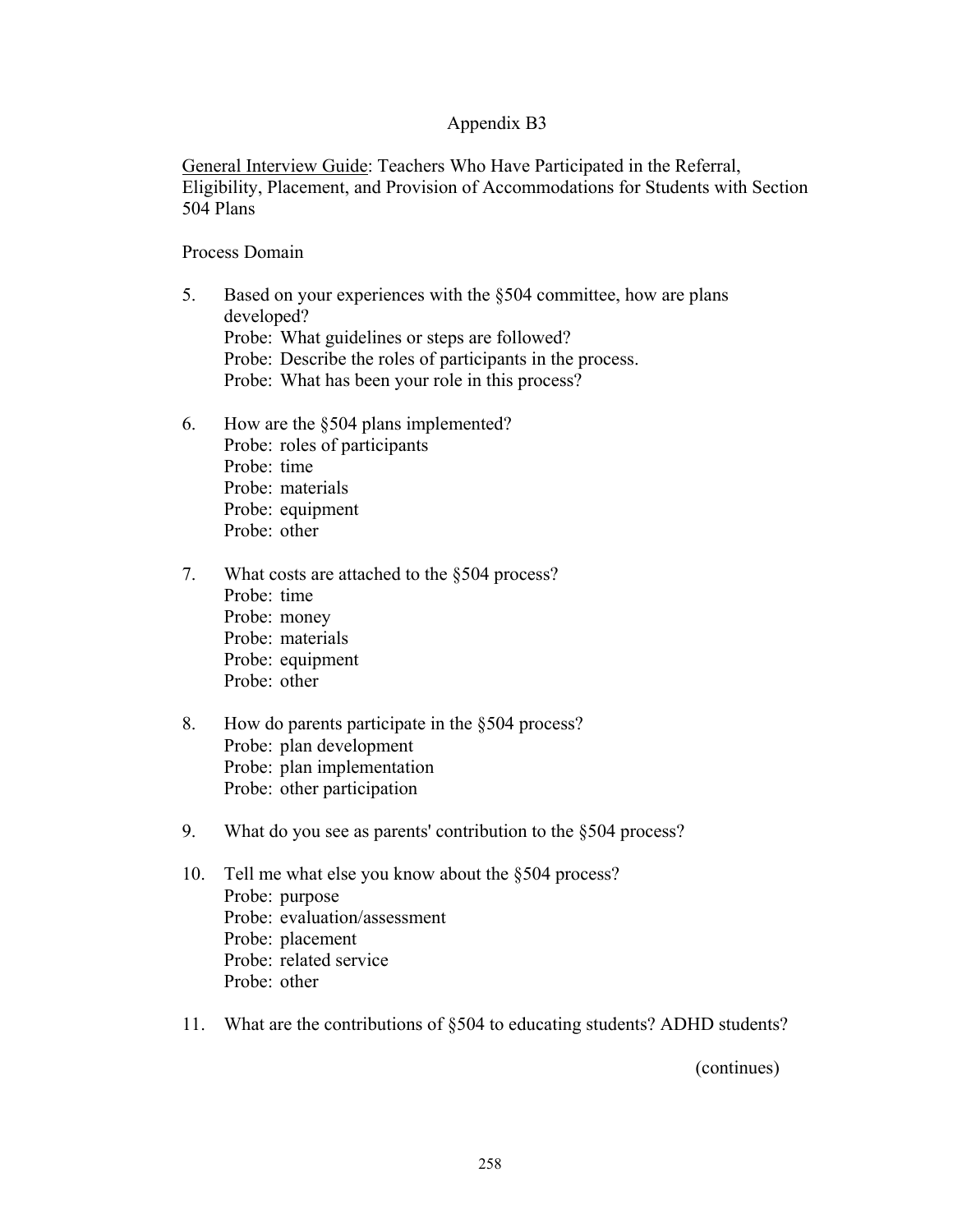# Appendix B3

<u>General Interview Guide</u>: Teachers Who Have Participated in the Referral, Eligibility, Placement, and Provision of Accommodations for Students with Section 504 Plans

## Process Domain

5. Based on your experiences with the §504 committee, how are plans developed?
   Probe: What guidelines or steps are followed?
   Probe: Describe the roles of participants in the process.
   Probe: What has been your role in this process?

6. How are the §504 plans implemented?
   Probe: roles of participants
   Probe: time
   Probe: materials
   Probe: equipment
   Probe: other

7. What costs are attached to the §504 process?
   Probe: time
   Probe: money
   Probe: materials
   Probe: equipment
   Probe: other

8. How do parents participate in the §504 process?
   Probe: plan development
   Probe: plan implementation
   Probe: other participation

9. What do you see as parents' contribution to the §504 process?

10. Tell me what else you know about the §504 process?
    Probe: purpose
    Probe: evaluation/assessment
    Probe: placement
    Probe: related service
    Probe: other

11. What are the contributions of §504 to educating students? ADHD students?

(continues)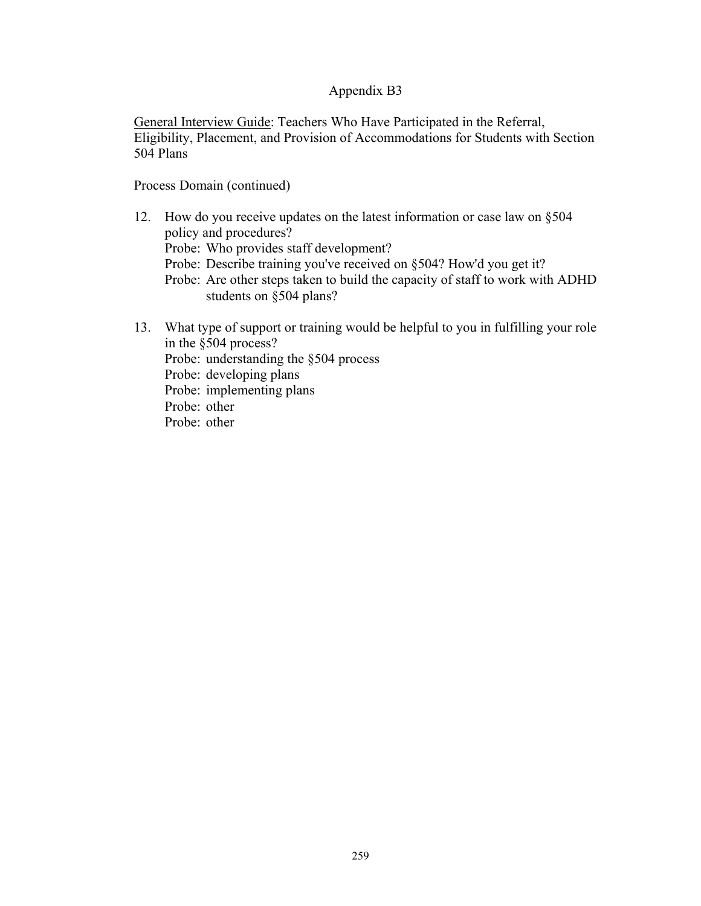## Appendix B3

<u>General Interview Guide</u>: Teachers Who Have Participated in the Referral, Eligibility, Placement, and Provision of Accommodations for Students with Section 504 Plans

Process Domain (continued)

12. How do you receive updates on the latest information or case law on §504 policy and procedures?
    - Probe: Who provides staff development?
    - Probe: Describe training you've received on §504? How'd you get it?
    - Probe: Are other steps taken to build the capacity of staff to work with ADHD students on §504 plans?

13. What type of support or training would be helpful to you in fulfilling your role in the §504 process?
    - Probe: understanding the §504 process
    - Probe: developing plans
    - Probe: implementing plans
    - Probe: other
    - Probe: other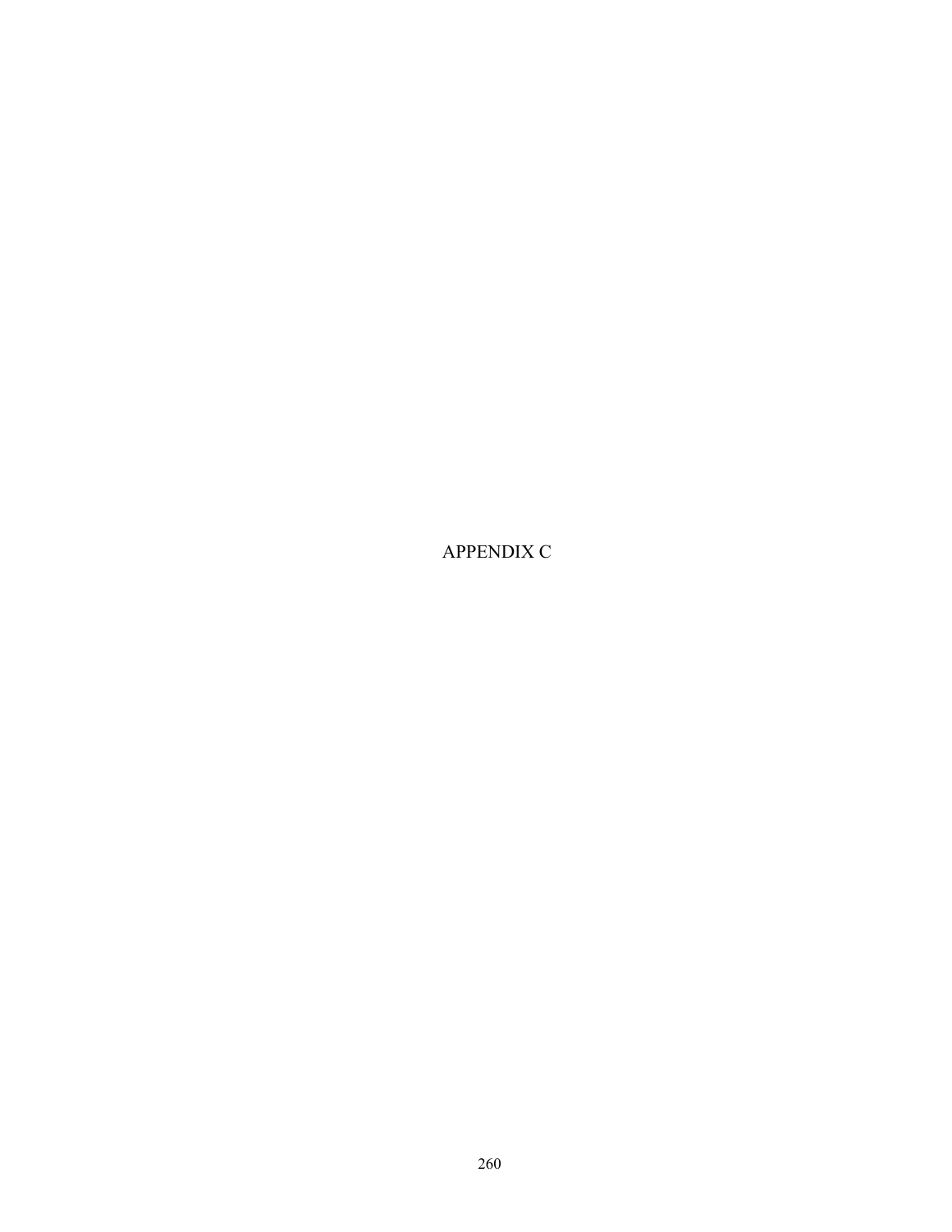# APPENDIX C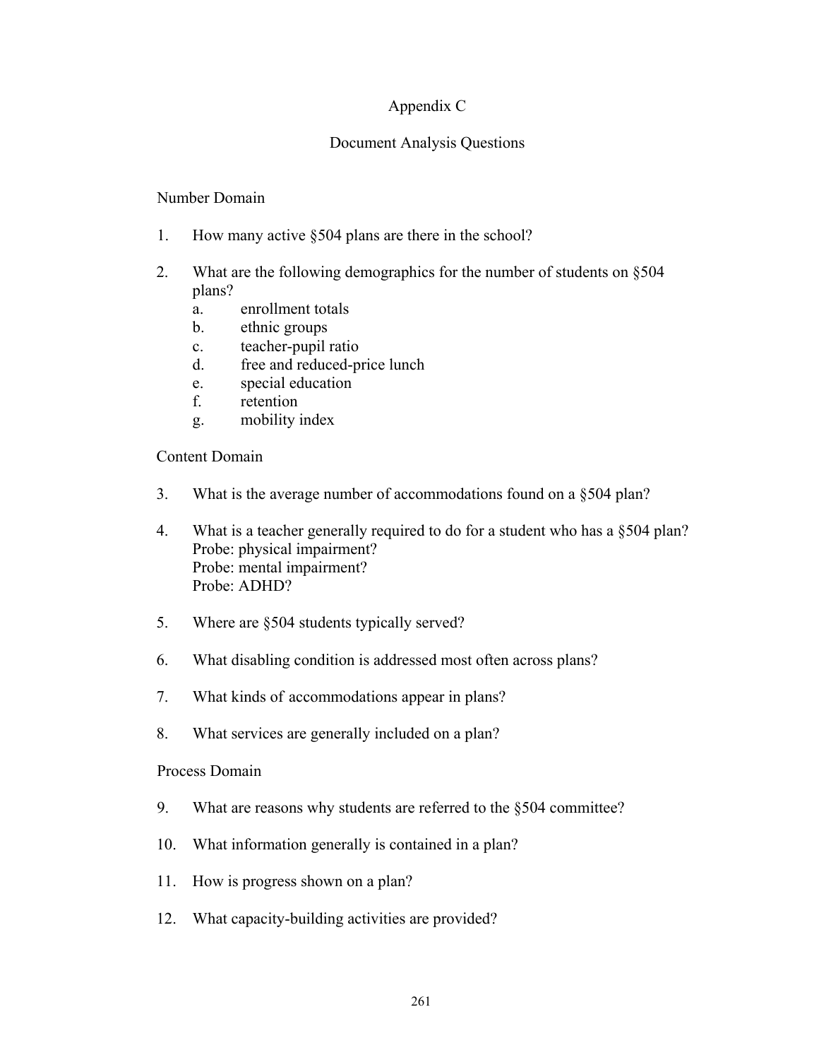# Appendix C

## Document Analysis Questions

### Number Domain

1. How many active §504 plans are there in the school?

2. What are the following demographics for the number of students on §504 plans?
   a. enrollment totals
   b. ethnic groups
   c. teacher-pupil ratio
   d. free and reduced-price lunch
   e. special education
   f. retention
   g. mobility index

### Content Domain

3. What is the average number of accommodations found on a §504 plan?

4. What is a teacher generally required to do for a student who has a §504 plan?
   Probe: physical impairment?
   Probe: mental impairment?
   Probe: ADHD?

5. Where are §504 students typically served?

6. What disabling condition is addressed most often across plans?

7. What kinds of accommodations appear in plans?

8. What services are generally included on a plan?

### Process Domain

9. What are reasons why students are referred to the §504 committee?

10. What information generally is contained in a plan?

11. How is progress shown on a plan?

12. What capacity-building activities are provided?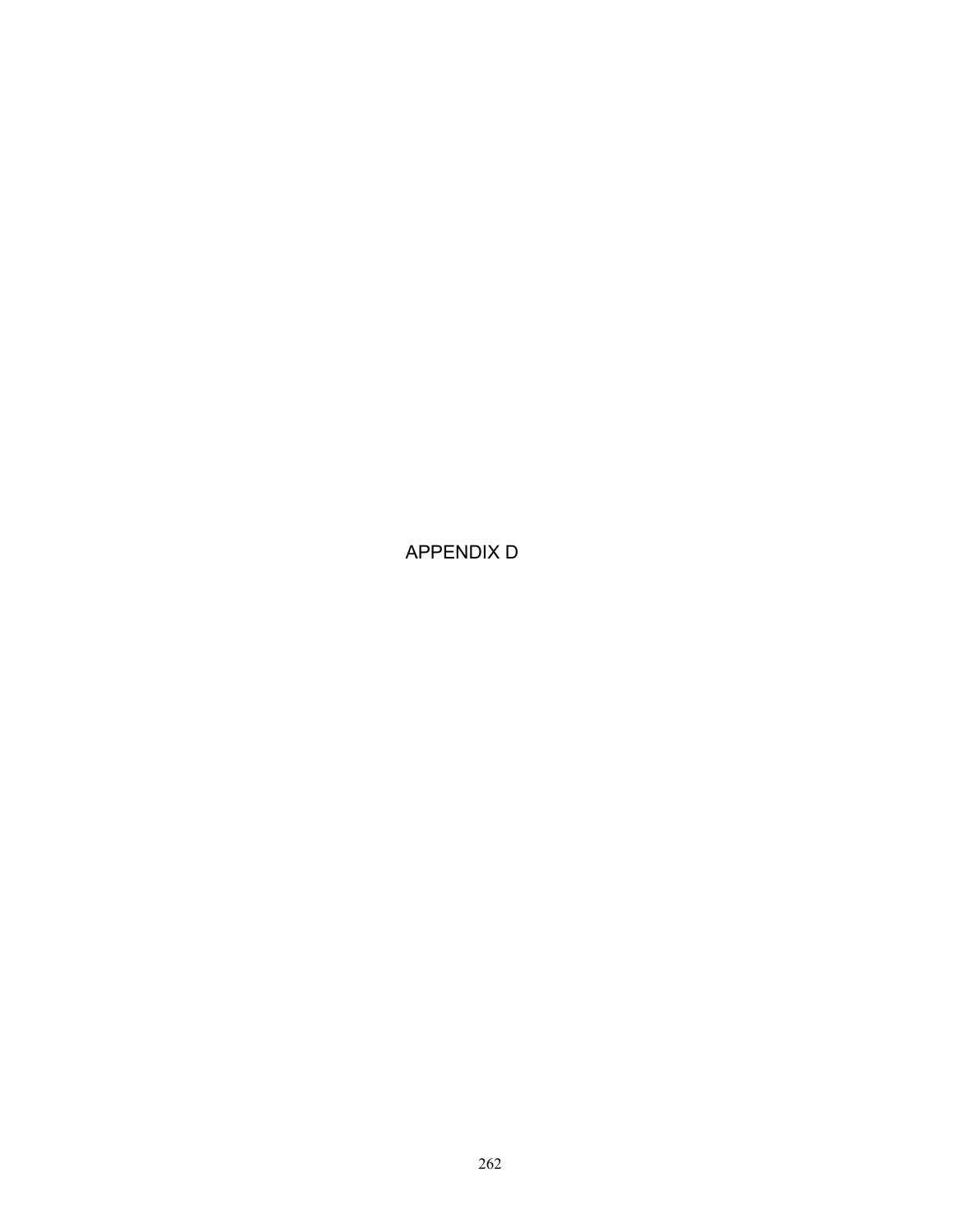# APPENDIX D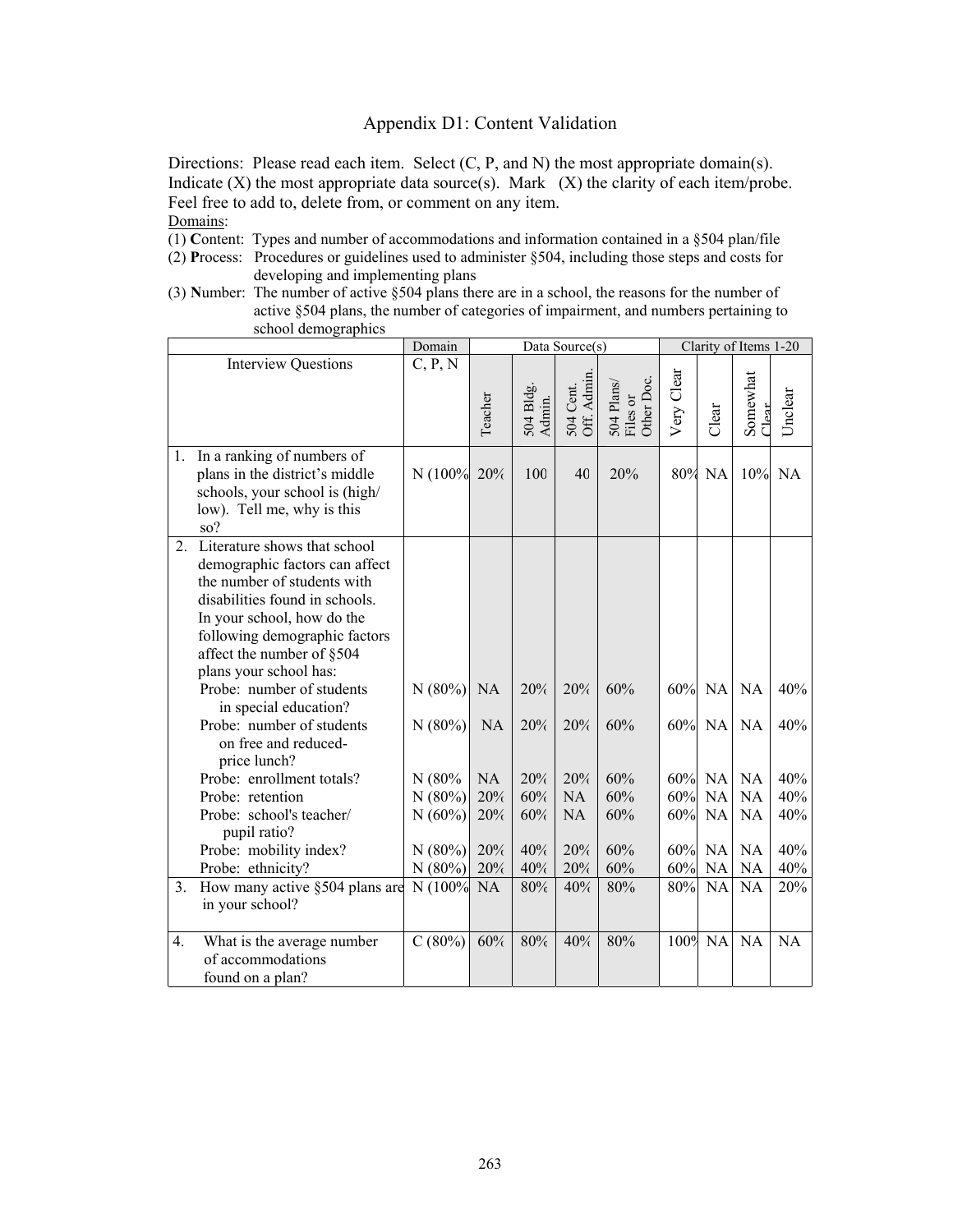# Appendix D1: Content Validation

Directions: Please read each item. Select (C, P, and N) the most appropriate domain(s). Indicate (X) the most appropriate data source(s). Mark (X) the clarity of each item/probe. Feel free to add to, delete from, or comment on any item.

Domains:

(1) **C**ontent: Types and number of accommodations and information contained in a §504 plan/file

(2) **P**rocess: Procedures or guidelines used to administer §504, including those steps and costs for developing and implementing plans

(3) **N**umber: The number of active §504 plans there are in a school, the reasons for the number of active §504 plans, the number of categories of impairment, and numbers pertaining to school demographics

| | Domain | Data Source(s) | | | | Clarity of Items 1-20 | | | |
|---|---|---|---|---|---|---|---|---|---|
| Interview Questions | C, P, N | Teacher | 504 Bldg. Admin. | 504 Cent. Off. Admin. | 504 Plans/ Files or Other Doc. | Very Clear | Clear | Somewhat Clear | Unclear |
| 1. In a ranking of numbers of plans in the district's middle schools, your school is (high/ low). Tell me, why is this so? | N (100% | 20% | 100 | 40 | 20% | 80% | NA | 10% | NA |
| 2. Literature shows that school demographic factors can affect the number of students with disabilities found in schools. In your school, how do the following demographic factors affect the number of §504 plans your school has: | | | | | | | | | |
| Probe: number of students in special education? | N (80%) | NA | 20% | 20% | 60% | 60% | NA | NA | 40% |
| Probe: number of students on free and reduced-price lunch? | N (80%) | NA | 20% | 20% | 60% | 60% | NA | NA | 40% |
| Probe: enrollment totals? | N (80% | NA | 20% | 20% | 60% | 60% | NA | NA | 40% |
| Probe: retention | N (80%) | 20% | 60% | NA | 60% | 60% | NA | NA | 40% |
| Probe: school's teacher/ pupil ratio? | N (60%) | 20% | 60% | NA | 60% | 60% | NA | NA | 40% |
| Probe: mobility index? | N (80%) | 20% | 40% | 20% | 60% | 60% | NA | NA | 40% |
| Probe: ethnicity? | N (80%) | 20% | 40% | 20% | 60% | 60% | NA | NA | 40% |
| 3. How many active §504 plans are in your school? | N (100% | NA | 80% | 40% | 80% | 80% | NA | NA | 20% |
| 4. What is the average number of accommodations found on a plan? | C (80%) | 60% | 80% | 40% | 80% | 100% | NA | NA | NA |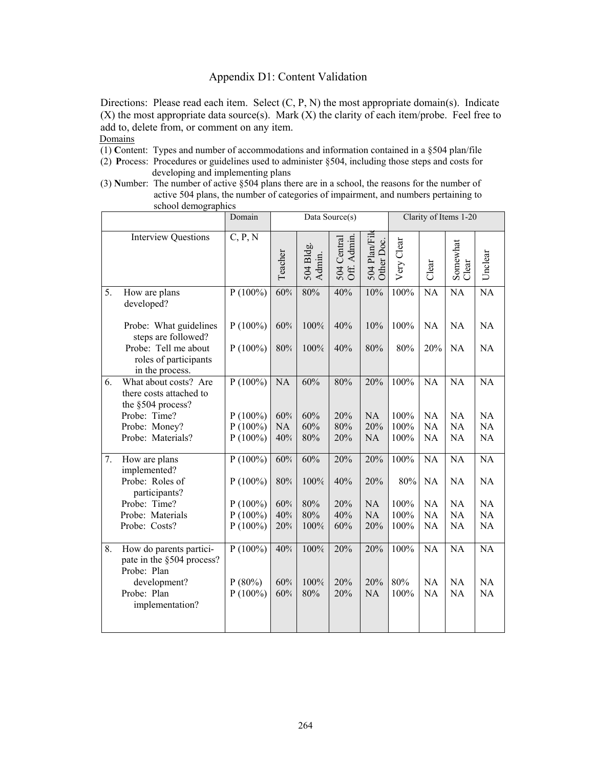# Appendix D1: Content Validation

Directions: Please read each item. Select (C, P, N) the most appropriate domain(s). Indicate (X) the most appropriate data source(s). Mark (X) the clarity of each item/probe. Feel free to add to, delete from, or comment on any item.

Domains

(1) **C**ontent: Types and number of accommodations and information contained in a §504 plan/file

(2) **P**rocess: Procedures or guidelines used to administer §504, including those steps and costs for developing and implementing plans

(3) **N**umber: The number of active §504 plans there are in a school, the reasons for the number of active 504 plans, the number of categories of impairment, and numbers pertaining to school demographics

| | Domain | Data Source(s) | | | | Clarity of Items 1-20 | | | |
|---|---|---|---|---|---|---|---|---|---|
| Interview Questions | C, P, N | Teacher | 504 Bldg. Admin. | 504 Central Off. Admin. | 504 Plan/File Other Doc. | Very Clear | Clear | Somewhat Clear | Unclear |
| 5. How are plans developed? | P (100%) | 60% | 80% | 40% | 10% | 100% | NA | NA | NA |
| Probe: What guidelines steps are followed? | P (100%) | 60% | 100% | 40% | 10% | 100% | NA | NA | NA |
| Probe: Tell me about roles of participants in the process. | P (100%) | 80% | 100% | 40% | 80% | 80% | 20% | NA | NA |
| 6. What about costs? Are there costs attached to the §504 process? | P (100%) | NA | 60% | 80% | 20% | 100% | NA | NA | NA |
| Probe: Time? | P (100%) | 60% | 60% | 20% | NA | 100% | NA | NA | NA |
| Probe: Money? | P (100%) | NA | 60% | 80% | 20% | 100% | NA | NA | NA |
| Probe: Materials? | P (100%) | 40% | 80% | 20% | NA | 100% | NA | NA | NA |
| 7. How are plans implemented? | P (100%) | 60% | 60% | 20% | 20% | 100% | NA | NA | NA |
| Probe: Roles of participants? | P (100%) | 80% | 100% | 40% | 20% | 80% | NA | NA | NA |
| Probe: Time? | P (100%) | 60% | 80% | 20% | NA | 100% | NA | NA | NA |
| Probe: Materials | P (100%) | 40% | 80% | 40% | NA | 100% | NA | NA | NA |
| Probe: Costs? | P (100%) | 20% | 100% | 60% | 20% | 100% | NA | NA | NA |
| 8. How do parents participate in the §504 process? | P (100%) | 40% | 100% | 20% | 20% | 100% | NA | NA | NA |
| Probe: Plan development? | P (80%) | 60% | 100% | 20% | 20% | 80% | NA | NA | NA |
| Probe: Plan implementation? | P (100%) | 60% | 80% | 20% | NA | 100% | NA | NA | NA |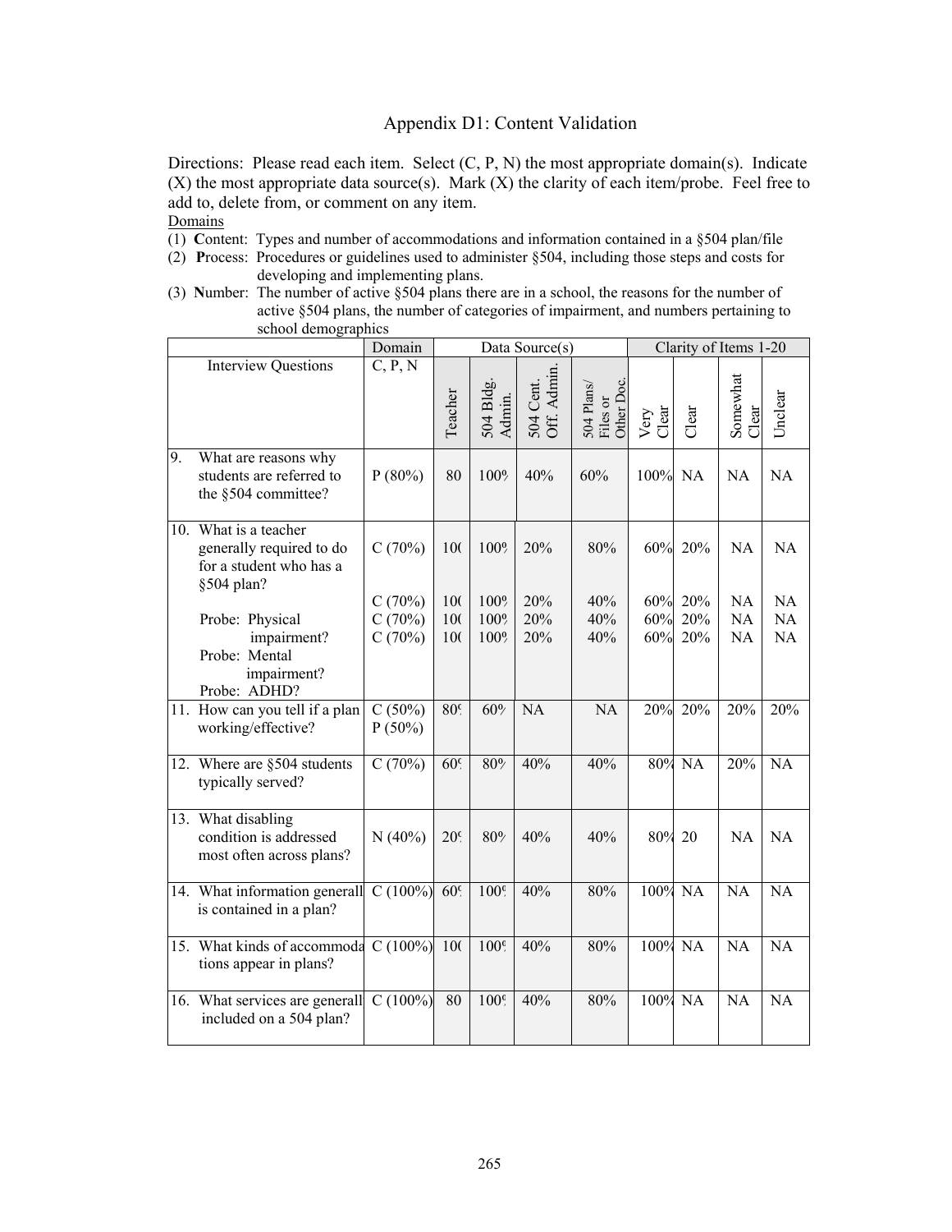# Appendix D1: Content Validation

Directions: Please read each item. Select (C, P, N) the most appropriate domain(s). Indicate (X) the most appropriate data source(s). Mark (X) the clarity of each item/probe. Feel free to add to, delete from, or comment on any item.

Domains

(1) **C**ontent: Types and number of accommodations and information contained in a §504 plan/file

(2) **P**rocess: Procedures or guidelines used to administer §504, including those steps and costs for developing and implementing plans.

(3) **N**umber: The number of active §504 plans there are in a school, the reasons for the number of active §504 plans, the number of categories of impairment, and numbers pertaining to school demographics

| | Domain | Data Source(s) | | | | Clarity of Items 1-20 | | | |
|---|---|---|---|---|---|---|---|---|---|
| Interview Questions | C, P, N | Teacher | 504 Bldg. Admin. | 504 Cent. Off. Admin. | 504 Plans/ Files or Other Doc. | Very Clear | Clear | Somewhat Clear | Unclear |
| 9. What are reasons why students are referred to the §504 committee? | P (80%) | 80 | 100% | 40% | 60% | 100% | NA | NA | NA |
| 10. What is a teacher generally required to do for a student who has a §504 plan? | C (70%) | 100 | 100% | 20% | 80% | 60% | 20% | NA | NA |
| Probe: Physical impairment? | C (70%) | 100 | 100% | 20% | 40% | 60% | 20% | NA | NA |
| Probe: Mental impairment? | C (70%) | 100 | 100% | 20% | 40% | 60% | 20% | NA | NA |
| Probe: ADHD? | C (70%) | 100 | 100% | 20% | 40% | 60% | 20% | NA | NA |
| 11. How can you tell if a plan working/effective? | C (50%) P (50%) | 80% | 60% | NA | NA | 20% | 20% | 20% | 20% |
| 12. Where are §504 students typically served? | C (70%) | 60% | 80% | 40% | 40% | 80% | NA | 20% | NA |
| 13. What disabling condition is addressed most often across plans? | N (40%) | 20% | 80% | 40% | 40% | 80% | 20 | NA | NA |
| 14. What information generall is contained in a plan? | C (100%) | 60% | 100% | 40% | 80% | 100% | NA | NA | NA |
| 15. What kinds of accommoda tions appear in plans? | C (100%) | 100 | 100% | 40% | 80% | 100% | NA | NA | NA |
| 16. What services are generall included on a 504 plan? | C (100%) | 80 | 100% | 40% | 80% | 100% | NA | NA | NA |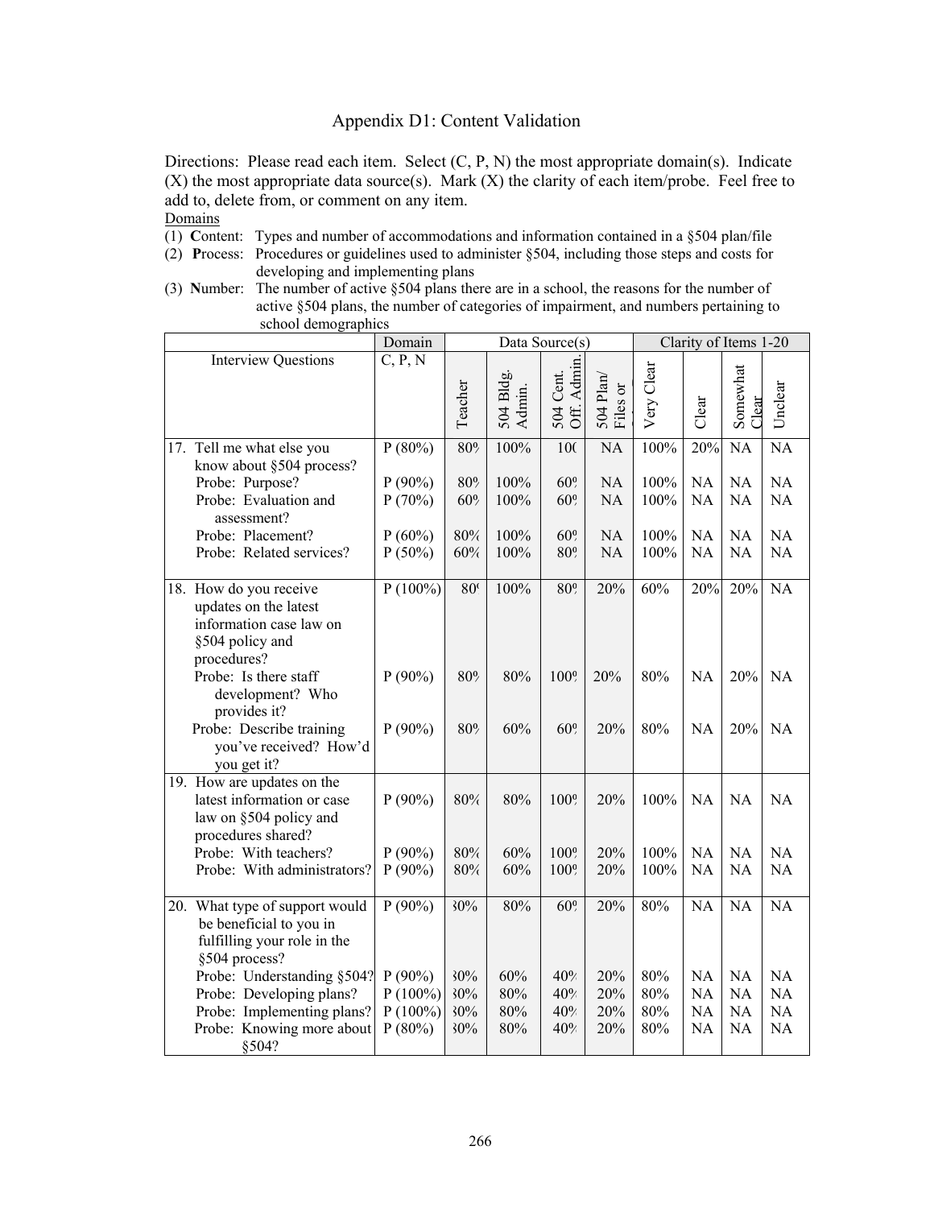# Appendix D1: Content Validation

Directions: Please read each item. Select (C, P, N) the most appropriate domain(s). Indicate (X) the most appropriate data source(s). Mark (X) the clarity of each item/probe. Feel free to add to, delete from, or comment on any item.

Domains

(1) **C**ontent: Types and number of accommodations and information contained in a §504 plan/file

(2) **P**rocess: Procedures or guidelines used to administer §504, including those steps and costs for developing and implementing plans

(3) **N**umber: The number of active §504 plans there are in a school, the reasons for the number of active §504 plans, the number of categories of impairment, and numbers pertaining to school demographics

| | Domain | Data Source(s) | | | | Clarity of Items 1-20 | | | |
|---|---|---|---|---|---|---|---|---|---|
| Interview Questions | C, P, N | Teacher | 504 Bldg. Admin. | 504 Cent. Off. Admin. | 504 Plan/ Files or | Very Clear | Clear | Somewhat Clear | Unclear |
| 17. Tell me what else you know about §504 process? | P (80%) | 80% | 100% | 100 | NA | 100% | 20% | NA | NA |
| Probe: Purpose? | P (90%) | 80% | 100% | 60% | NA | 100% | NA | NA | NA |
| Probe: Evaluation and assessment? | P (70%) | 60% | 100% | 60% | NA | 100% | NA | NA | NA |
| Probe: Placement? | P (60%) | 80% | 100% | 60% | NA | 100% | NA | NA | NA |
| Probe: Related services? | P (50%) | 60% | 100% | 80% | NA | 100% | NA | NA | NA |
| 18. How do you receive updates on the latest information case law on §504 policy and procedures? | P (100%) | 80 | 100% | 80% | 20% | 60% | 20% | 20% | NA |
| Probe: Is there staff development? Who provides it? | P (90%) | 80% | 80% | 100% | 20% | 80% | NA | 20% | NA |
| Probe: Describe training you've received? How'd you get it? | P (90%) | 80% | 60% | 60% | 20% | 80% | NA | 20% | NA |
| 19. How are updates on the latest information or case law on §504 policy and procedures shared? | P (90%) | 80% | 80% | 100% | 20% | 100% | NA | NA | NA |
| Probe: With teachers? | P (90%) | 80% | 60% | 100% | 20% | 100% | NA | NA | NA |
| Probe: With administrators? | P (90%) | 80% | 60% | 100% | 20% | 100% | NA | NA | NA |
| 20. What type of support would be beneficial to you in fulfilling your role in the §504 process? | P (90%) | 30% | 80% | 60% | 20% | 80% | NA | NA | NA |
| Probe: Understanding §504? | P (90%) | 30% | 60% | 40% | 20% | 80% | NA | NA | NA |
| Probe: Developing plans? | P (100%) | 30% | 80% | 40% | 20% | 80% | NA | NA | NA |
| Probe: Implementing plans? | P (100%) | 30% | 80% | 40% | 20% | 80% | NA | NA | NA |
| Probe: Knowing more about §504? | P (80%) | 30% | 80% | 40% | 20% | 80% | NA | NA | NA |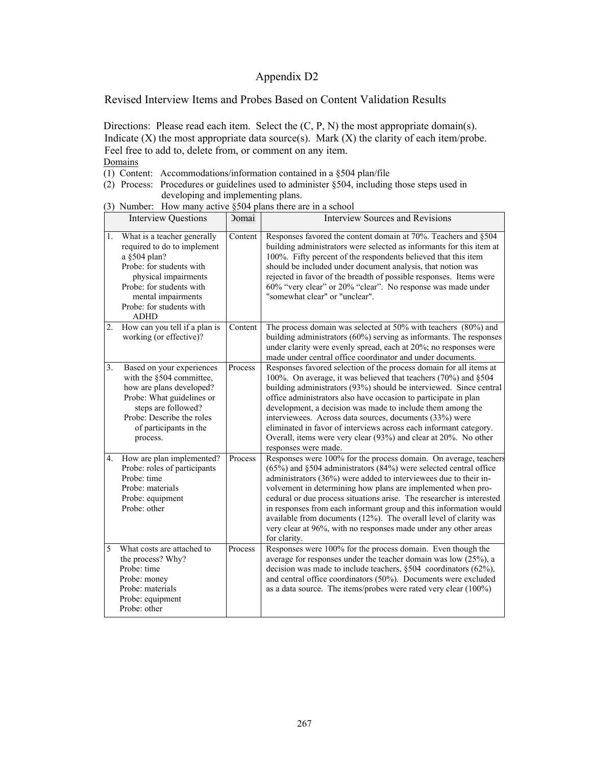# Appendix D2

## Revised Interview Items and Probes Based on Content Validation Results

Directions: Please read each item. Select the (C, P, N) the most appropriate domain(s). Indicate (X) the most appropriate data source(s). Mark (X) the clarity of each item/probe. Feel free to add to, delete from, or comment on any item.

Domains

(1) Content: Accommodations/information contained in a §504 plan/file

(2) Process: Procedures or guidelines used to administer §504, including those steps used in developing and implementing plans.

(3) Number: How many active §504 plans there are in a school

| Interview Questions | Domai | Interview Sources and Revisions |
|---|---|---|
| 1. What is a teacher generally required to do to implement a §504 plan? Probe: for students with physical impairments Probe: for students with mental impairments Probe: for students with ADHD | Content | Responses favored the content domain at 70%. Teachers and §504 building administrators were selected as informants for this item at 100%. Fifty percent of the respondents believed that this item should be included under document analysis, that notion was rejected in favor of the breadth of possible responses. Items were 60% "very clear" or 20% "clear". No response was made under "somewhat clear" or "unclear". |
| 2. How can you tell if a plan is working (or effective)? | Content | The process domain was selected at 50% with teachers (80%) and building administrators (60%) serving as informants. The responses under clarity were evenly spread, each at 20%; no responses were made under central office coordinator and under documents. |
| 3. Based on your experiences with the §504 committee, how are plans developed? Probe: What guidelines or steps are followed? Probe: Describe the roles of participants in the process. | Process | Responses favored selection of the process domain for all items at 100%. On average, it was believed that teachers (70%) and §504 building administrators (93%) should be interviewed. Since central office administrators also have occasion to participate in plan development, a decision was made to include them among the interviewees. Across data sources, documents (33%) were eliminated in favor of interviews across each informant category. Overall, items were very clear (93%) and clear at 20%. No other responses were made. |
| 4. How are plan implemented? Probe: roles of participants Probe: time Probe: materials Probe: equipment Probe: other | Process | Responses were 100% for the process domain. On average, teachers (65%) and §504 administrators (84%) were selected central office administrators (36%) were added to interviewees due to their involvement in determining how plans are implemented when procedural or due process situations arise. The researcher is interested in responses from each informant group and this information would available from documents (12%). The overall level of clarity was very clear at 96%, with no responses made under any other areas for clarity. |
| 5 What costs are attached to the process? Why? Probe: time Probe: money Probe: materials Probe: equipment Probe: other | Process | Responses were 100% for the process domain. Even though the average for responses under the teacher domain was low (25%), a decision was made to include teachers, §504 coordinators (62%), and central office coordinators (50%). Documents were excluded as a data source. The items/probes were rated very clear (100%) |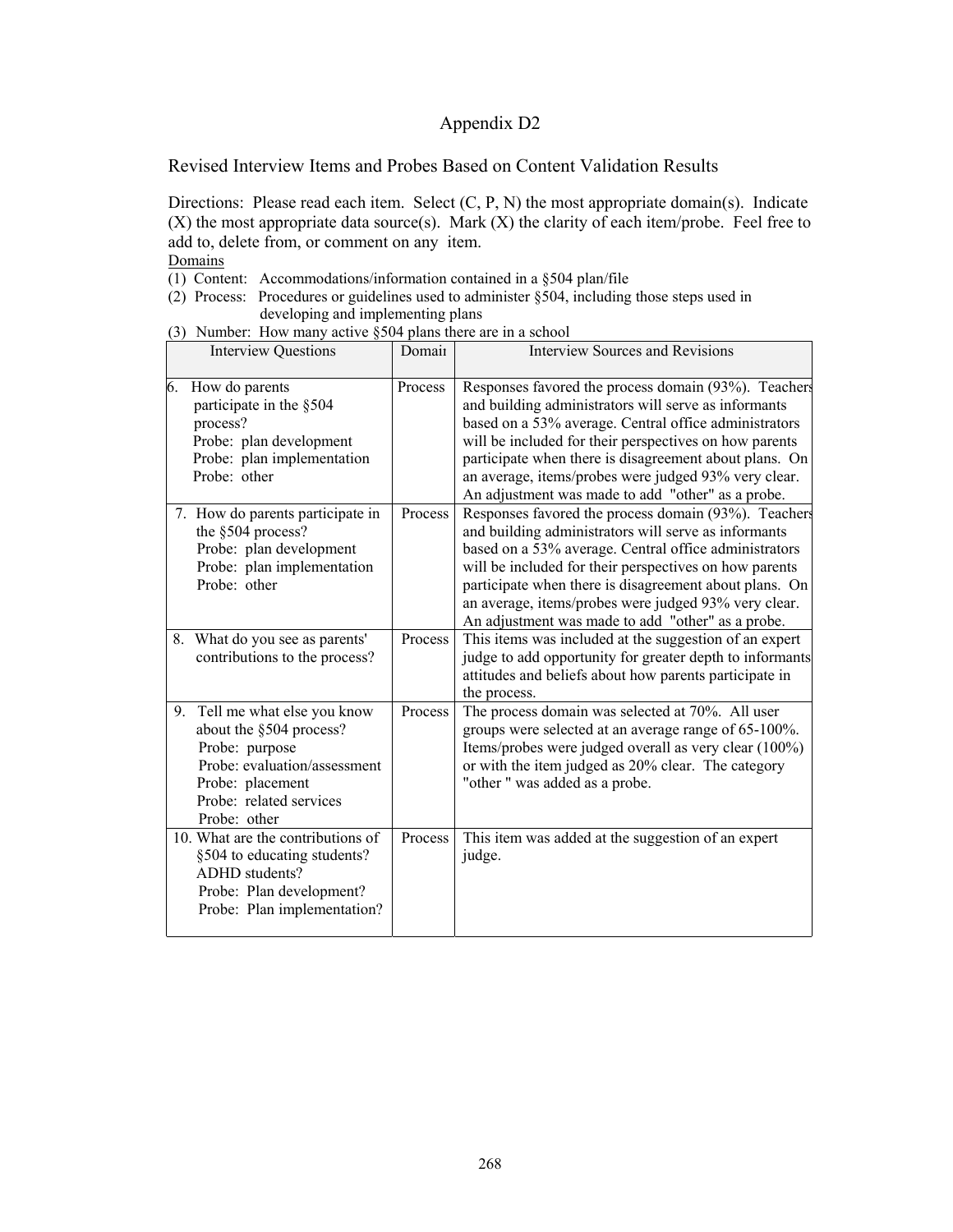# Appendix D2

Revised Interview Items and Probes Based on Content Validation Results

Directions: Please read each item. Select (C, P, N) the most appropriate domain(s). Indicate (X) the most appropriate data source(s). Mark (X) the clarity of each item/probe. Feel free to add to, delete from, or comment on any item.

Domains

(1) Content: Accommodations/information contained in a §504 plan/file

(2) Process: Procedures or guidelines used to administer §504, including those steps used in developing and implementing plans

(3) Number: How many active §504 plans there are in a school

| Interview Questions | Domain | Interview Sources and Revisions |
|---|---|---|
| 6. How do parents participate in the §504 process?<br>Probe: plan development<br>Probe: plan implementation<br>Probe: other | Process | Responses favored the process domain (93%). Teachers and building administrators will serve as informants based on a 53% average. Central office administrators will be included for their perspectives on how parents participate when there is disagreement about plans. On an average, items/probes were judged 93% very clear. An adjustment was made to add "other" as a probe. |
| 7. How do parents participate in the §504 process?<br>Probe: plan development<br>Probe: plan implementation<br>Probe: other | Process | Responses favored the process domain (93%). Teachers and building administrators will serve as informants based on a 53% average. Central office administrators will be included for their perspectives on how parents participate when there is disagreement about plans. On an average, items/probes were judged 93% very clear. An adjustment was made to add "other" as a probe. |
| 8. What do you see as parents' contributions to the process? | Process | This items was included at the suggestion of an expert judge to add opportunity for greater depth to informants attitudes and beliefs about how parents participate in the process. |
| 9. Tell me what else you know about the §504 process?<br>Probe: purpose<br>Probe: evaluation/assessment<br>Probe: placement<br>Probe: related services<br>Probe: other | Process | The process domain was selected at 70%. All user groups were selected at an average range of 65-100%. Items/probes were judged overall as very clear (100%) or with the item judged as 20% clear. The category "other " was added as a probe. |
| 10. What are the contributions of §504 to educating students? ADHD students?<br>Probe: Plan development?<br>Probe: Plan implementation? | Process | This item was added at the suggestion of an expert judge. |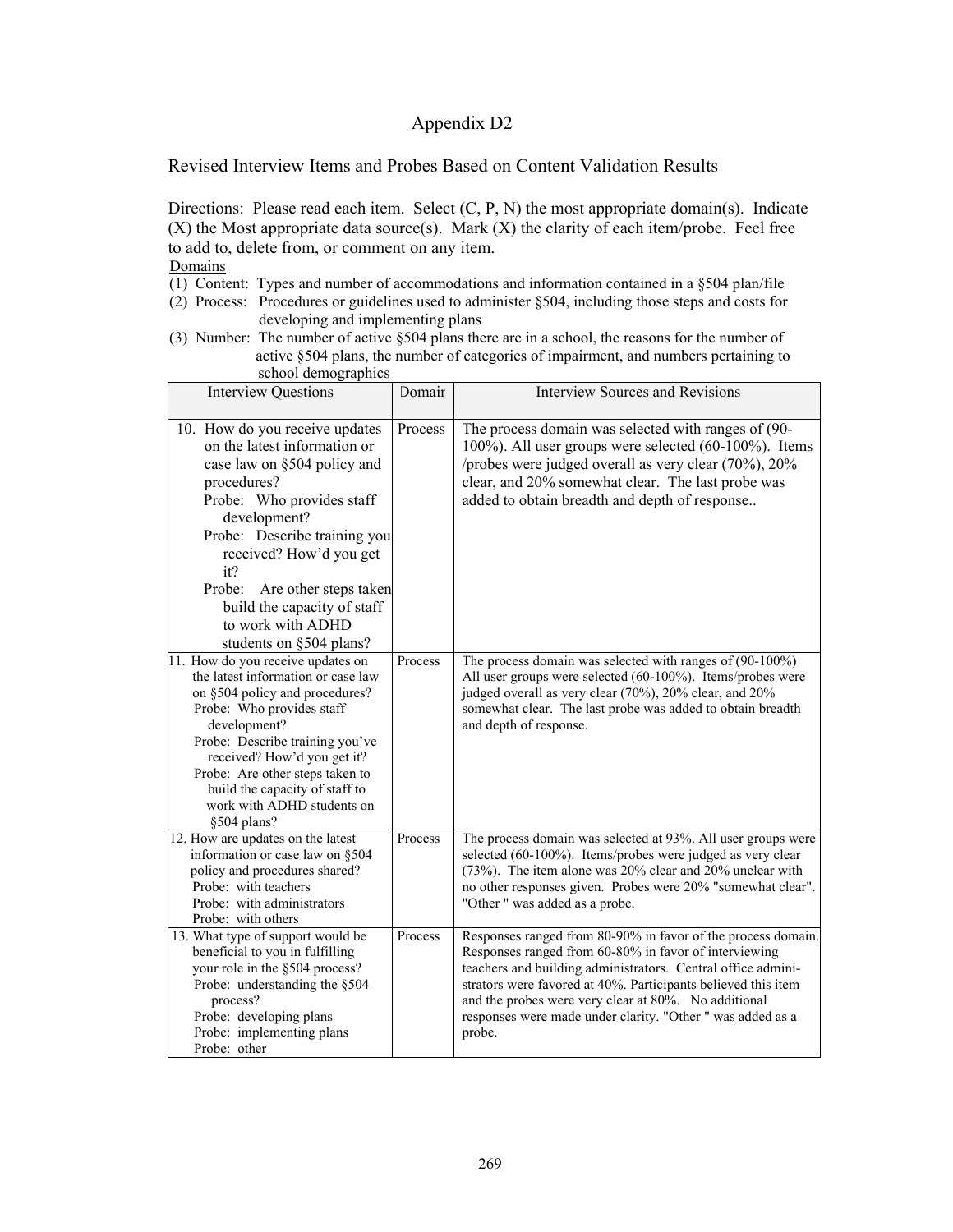# Appendix D2

Revised Interview Items and Probes Based on Content Validation Results

Directions: Please read each item. Select (C, P, N) the most appropriate domain(s). Indicate (X) the Most appropriate data source(s). Mark (X) the clarity of each item/probe. Feel free to add to, delete from, or comment on any item.

Domains

(1) Content: Types and number of accommodations and information contained in a §504 plan/file

(2) Process: Procedures or guidelines used to administer §504, including those steps and costs for developing and implementing plans

(3) Number: The number of active §504 plans there are in a school, the reasons for the number of active §504 plans, the number of categories of impairment, and numbers pertaining to school demographics

| Interview Questions | Domair | Interview Sources and Revisions |
|---|---|---|
| 10. How do you receive updates on the latest information or case law on §504 policy and procedures?<br>Probe: Who provides staff development?<br>Probe: Describe training you received? How'd you get it?<br>Probe: Are other steps taken build the capacity of staff to work with ADHD students on §504 plans? | Process | The process domain was selected with ranges of (90-100%). All user groups were selected (60-100%). Items /probes were judged overall as very clear (70%), 20% clear, and 20% somewhat clear. The last probe was added to obtain breadth and depth of response.. |
| 11. How do you receive updates on the latest information or case law on §504 policy and procedures?<br>Probe: Who provides staff development?<br>Probe: Describe training you've received? How'd you get it?<br>Probe: Are other steps taken to build the capacity of staff to work with ADHD students on §504 plans? | Process | The process domain was selected with ranges of (90-100%) All user groups were selected (60-100%). Items/probes were judged overall as very clear (70%), 20% clear, and 20% somewhat clear. The last probe was added to obtain breadth and depth of response. |
| 12. How are updates on the latest information or case law on §504 policy and procedures shared?<br>Probe: with teachers<br>Probe: with administrators<br>Probe: with others | Process | The process domain was selected at 93%. All user groups were selected (60-100%). Items/probes were judged as very clear (73%). The item alone was 20% clear and 20% unclear with no other responses given. Probes were 20% "somewhat clear". "Other " was added as a probe. |
| 13. What type of support would be beneficial to you in fulfilling your role in the §504 process?<br>Probe: understanding the §504 process?<br>Probe: developing plans<br>Probe: implementing plans<br>Probe: other | Process | Responses ranged from 80-90% in favor of the process domain. Responses ranged from 60-80% in favor of interviewing teachers and building administrators. Central office administrators were favored at 40%. Participants believed this item and the probes were very clear at 80%. No additional responses were made under clarity. "Other " was added as a probe. |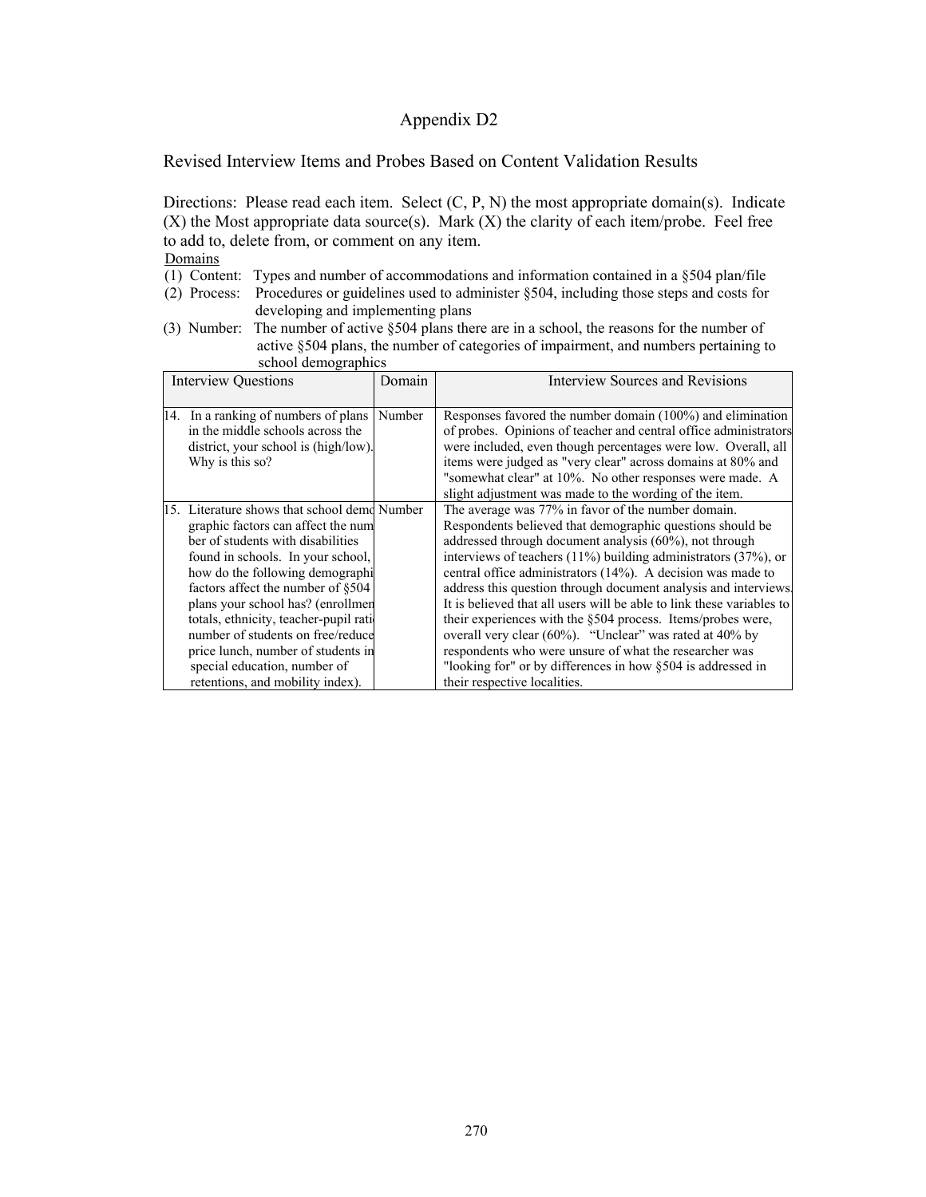# Appendix D2

## Revised Interview Items and Probes Based on Content Validation Results

Directions: Please read each item. Select (C, P, N) the most appropriate domain(s). Indicate (X) the Most appropriate data source(s). Mark (X) the clarity of each item/probe. Feel free to add to, delete from, or comment on any item.

Domains

(1) Content: Types and number of accommodations and information contained in a §504 plan/file

(2) Process: Procedures or guidelines used to administer §504, including those steps and costs for developing and implementing plans

(3) Number: The number of active §504 plans there are in a school, the reasons for the number of active §504 plans, the number of categories of impairment, and numbers pertaining to school demographics

| Interview Questions | Domain | Interview Sources and Revisions |
|---|---|---|
| 14. In a ranking of numbers of plans in the middle schools across the district, your school is (high/low). Why is this so? | Number | Responses favored the number domain (100%) and elimination of probes. Opinions of teacher and central office administrators were included, even though percentages were low. Overall, all items were judged as "very clear" across domains at 80% and "somewhat clear" at 10%. No other responses were made. A slight adjustment was made to the wording of the item. |
| 15. Literature shows that school demographic factors can affect the number of students with disabilities found in schools. In your school, how do the following demographic factors affect the number of §504 plans your school has? (enrollment totals, ethnicity, teacher-pupil ratio, number of students on free/reduced price lunch, number of students in special education, number of retentions, and mobility index). | Number | The average was 77% in favor of the number domain. Respondents believed that demographic questions should be addressed through document analysis (60%), not through interviews of teachers (11%) building administrators (37%), or central office administrators (14%). A decision was made to address this question through document analysis and interviews. It is believed that all users will be able to link these variables to their experiences with the §504 process. Items/probes were, overall very clear (60%). "Unclear" was rated at 40% by respondents who were unsure of what the researcher was "looking for" or by differences in how §504 is addressed in their respective localities. |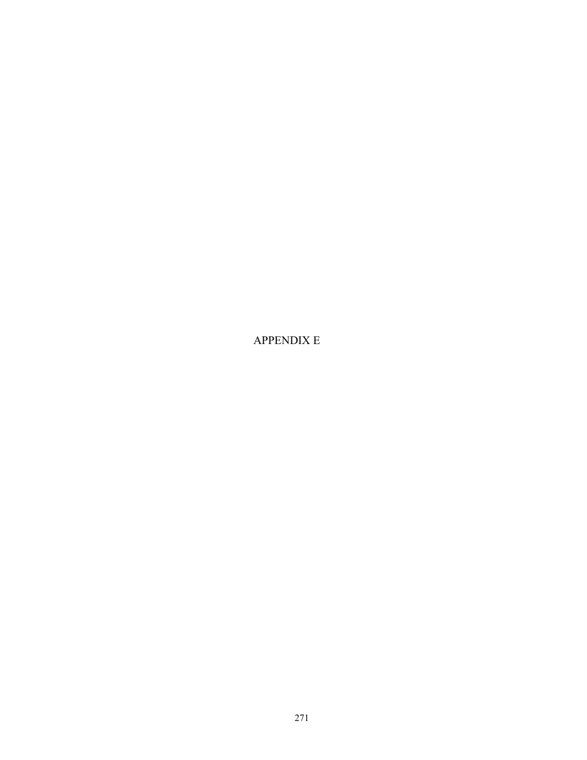# APPENDIX E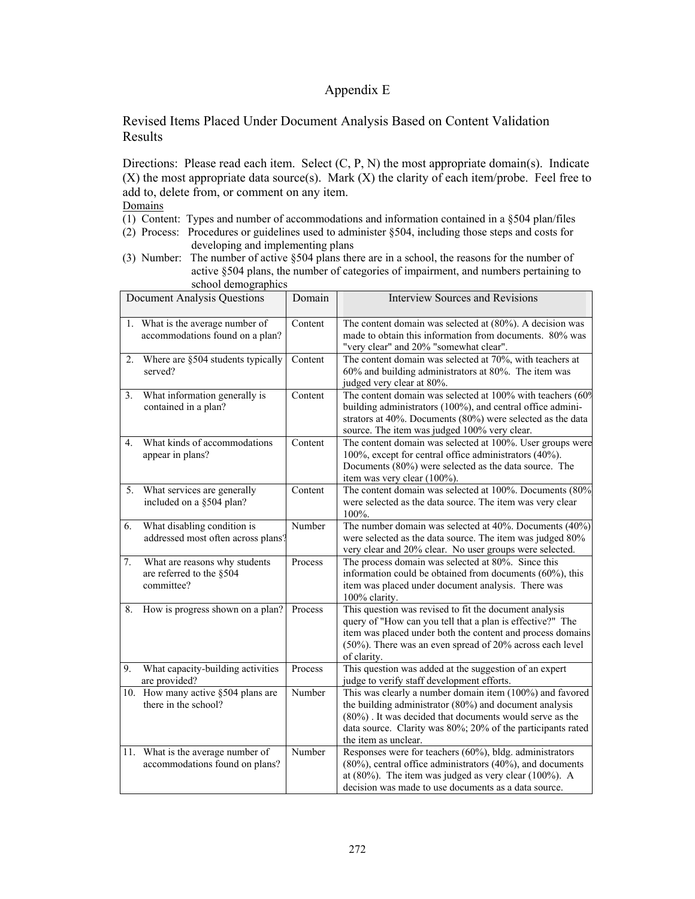# Appendix E

## Revised Items Placed Under Document Analysis Based on Content Validation Results

Directions: Please read each item. Select (C, P, N) the most appropriate domain(s). Indicate (X) the most appropriate data source(s). Mark (X) the clarity of each item/probe. Feel free to add to, delete from, or comment on any item.

Domains

(1) Content: Types and number of accommodations and information contained in a §504 plan/files

(2) Process: Procedures or guidelines used to administer §504, including those steps and costs for developing and implementing plans

(3) Number: The number of active §504 plans there are in a school, the reasons for the number of active §504 plans, the number of categories of impairment, and numbers pertaining to school demographics

| Document Analysis Questions | Domain | Interview Sources and Revisions |
|---|---|---|
| 1. What is the average number of accommodations found on a plan? | Content | The content domain was selected at (80%). A decision was made to obtain this information from documents. 80% was "very clear" and 20% "somewhat clear". |
| 2. Where are §504 students typically served? | Content | The content domain was selected at 70%, with teachers at 60% and building administrators at 80%. The item was judged very clear at 80%. |
| 3. What information generally is contained in a plan? | Content | The content domain was selected at 100% with teachers (60% building administrators (100%), and central office administrators at 40%. Documents (80%) were selected as the data source. The item was judged 100% very clear. |
| 4. What kinds of accommodations appear in plans? | Content | The content domain was selected at 100%. User groups were 100%, except for central office administrators (40%). Documents (80%) were selected as the data source. The item was very clear (100%). |
| 5. What services are generally included on a §504 plan? | Content | The content domain was selected at 100%. Documents (80% were selected as the data source. The item was very clear 100%. |
| 6. What disabling condition is addressed most often across plans? | Number | The number domain was selected at 40%. Documents (40%) were selected as the data source. The item was judged 80% very clear and 20% clear. No user groups were selected. |
| 7. What are reasons why students are referred to the §504 committee? | Process | The process domain was selected at 80%. Since this information could be obtained from documents (60%), this item was placed under document analysis. There was 100% clarity. |
| 8. How is progress shown on a plan? | Process | This question was revised to fit the document analysis query of "How can you tell that a plan is effective?" The item was placed under both the content and process domains (50%). There was an even spread of 20% across each level of clarity. |
| 9. What capacity-building activities are provided? | Process | This question was added at the suggestion of an expert judge to verify staff development efforts. |
| 10. How many active §504 plans are there in the school? | Number | This was clearly a number domain item (100%) and favored the building administrator (80%) and document analysis (80%) . It was decided that documents would serve as the data source. Clarity was 80%; 20% of the participants rated the item as unclear. |
| 11. What is the average number of accommodations found on plans? | Number | Responses were for teachers (60%), bldg. administrators (80%), central office administrators (40%), and documents at (80%). The item was judged as very clear (100%). A decision was made to use documents as a data source. |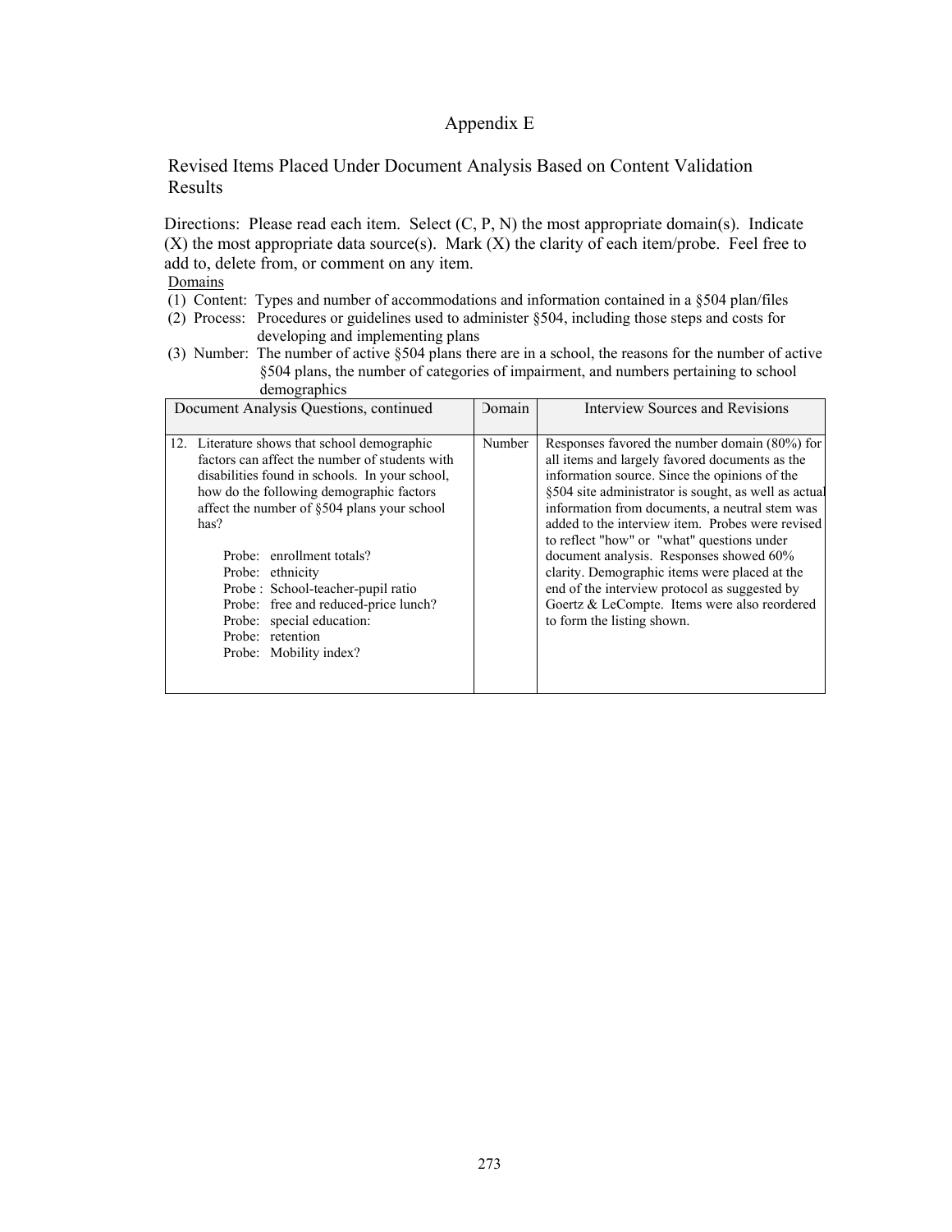# Appendix E

## Revised Items Placed Under Document Analysis Based on Content Validation Results

Directions: Please read each item. Select (C, P, N) the most appropriate domain(s). Indicate (X) the most appropriate data source(s). Mark (X) the clarity of each item/probe. Feel free to add to, delete from, or comment on any item.

Domains

(1) Content: Types and number of accommodations and information contained in a §504 plan/files

(2) Process: Procedures or guidelines used to administer §504, including those steps and costs for developing and implementing plans

(3) Number: The number of active §504 plans there are in a school, the reasons for the number of active §504 plans, the number of categories of impairment, and numbers pertaining to school demographics

| Document Analysis Questions, continued | Domain | Interview Sources and Revisions |
|---|---|---|
| 12. Literature shows that school demographic factors can affect the number of students with disabilities found in schools. In your school, how do the following demographic factors affect the number of §504 plans your school has?<br><br>Probe: enrollment totals?<br>Probe: ethnicity<br>Probe : School-teacher-pupil ratio<br>Probe: free and reduced-price lunch?<br>Probe: special education:<br>Probe: retention<br>Probe: Mobility index? | Number | Responses favored the number domain (80%) for all items and largely favored documents as the information source. Since the opinions of the §504 site administrator is sought, as well as actual information from documents, a neutral stem was added to the interview item. Probes were revised to reflect "how" or "what" questions under document analysis. Responses showed 60% clarity. Demographic items were placed at the end of the interview protocol as suggested by Goertz & LeCompte. Items were also reordered to form the listing shown. |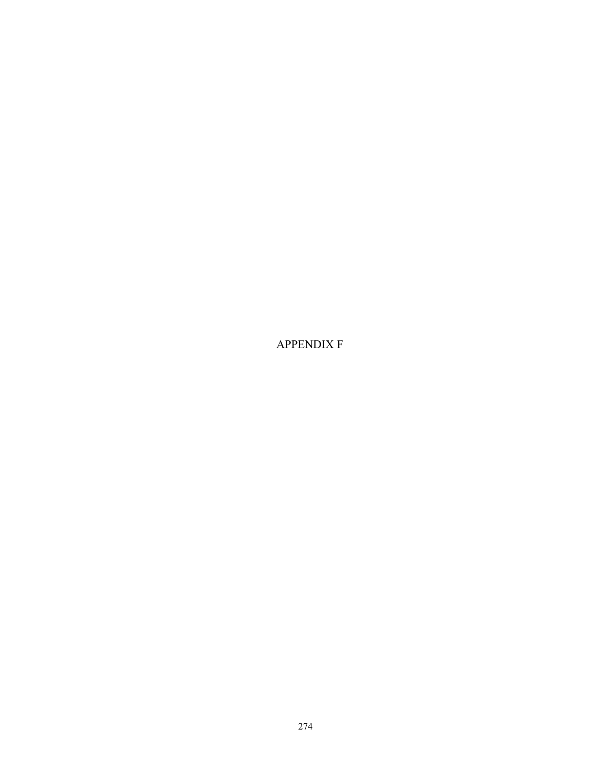# APPENDIX F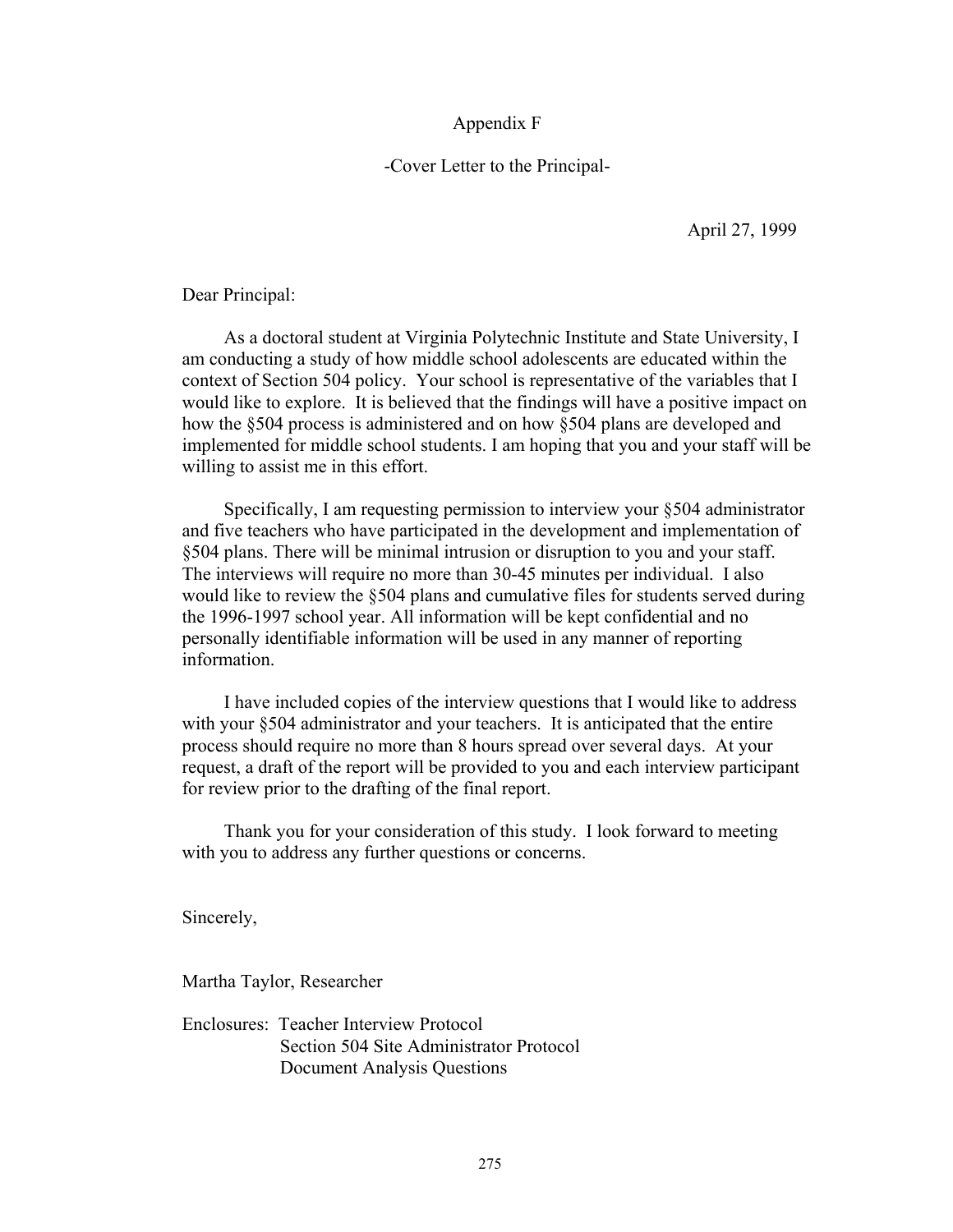# Appendix F

## -Cover Letter to the Principal-

April 27, 1999

Dear Principal:

As a doctoral student at Virginia Polytechnic Institute and State University, I am conducting a study of how middle school adolescents are educated within the context of Section 504 policy. Your school is representative of the variables that I would like to explore. It is believed that the findings will have a positive impact on how the §504 process is administered and on how §504 plans are developed and implemented for middle school students. I am hoping that you and your staff will be willing to assist me in this effort.

Specifically, I am requesting permission to interview your §504 administrator and five teachers who have participated in the development and implementation of §504 plans. There will be minimal intrusion or disruption to you and your staff. The interviews will require no more than 30-45 minutes per individual. I also would like to review the §504 plans and cumulative files for students served during the 1996-1997 school year. All information will be kept confidential and no personally identifiable information will be used in any manner of reporting information.

I have included copies of the interview questions that I would like to address with your §504 administrator and your teachers. It is anticipated that the entire process should require no more than 8 hours spread over several days. At your request, a draft of the report will be provided to you and each interview participant for review prior to the drafting of the final report.

Thank you for your consideration of this study. I look forward to meeting with you to address any further questions or concerns.

Sincerely,

Martha Taylor, Researcher

Enclosures: Teacher Interview Protocol
Section 504 Site Administrator Protocol
Document Analysis Questions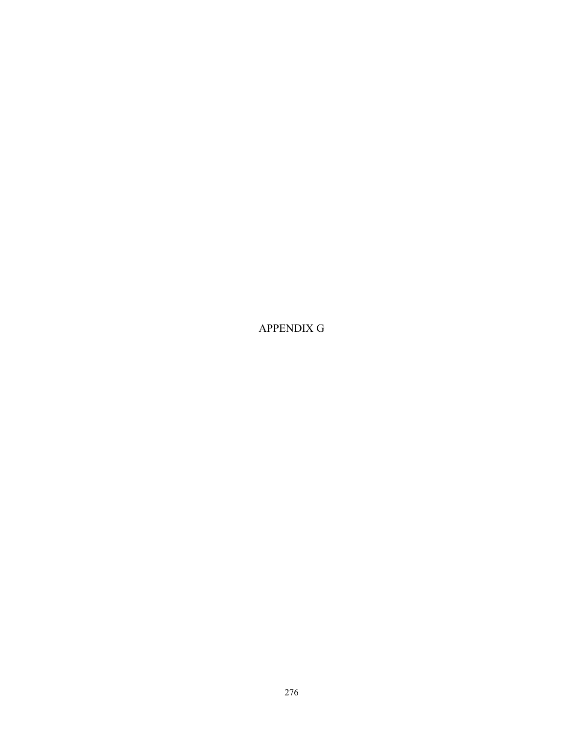# APPENDIX G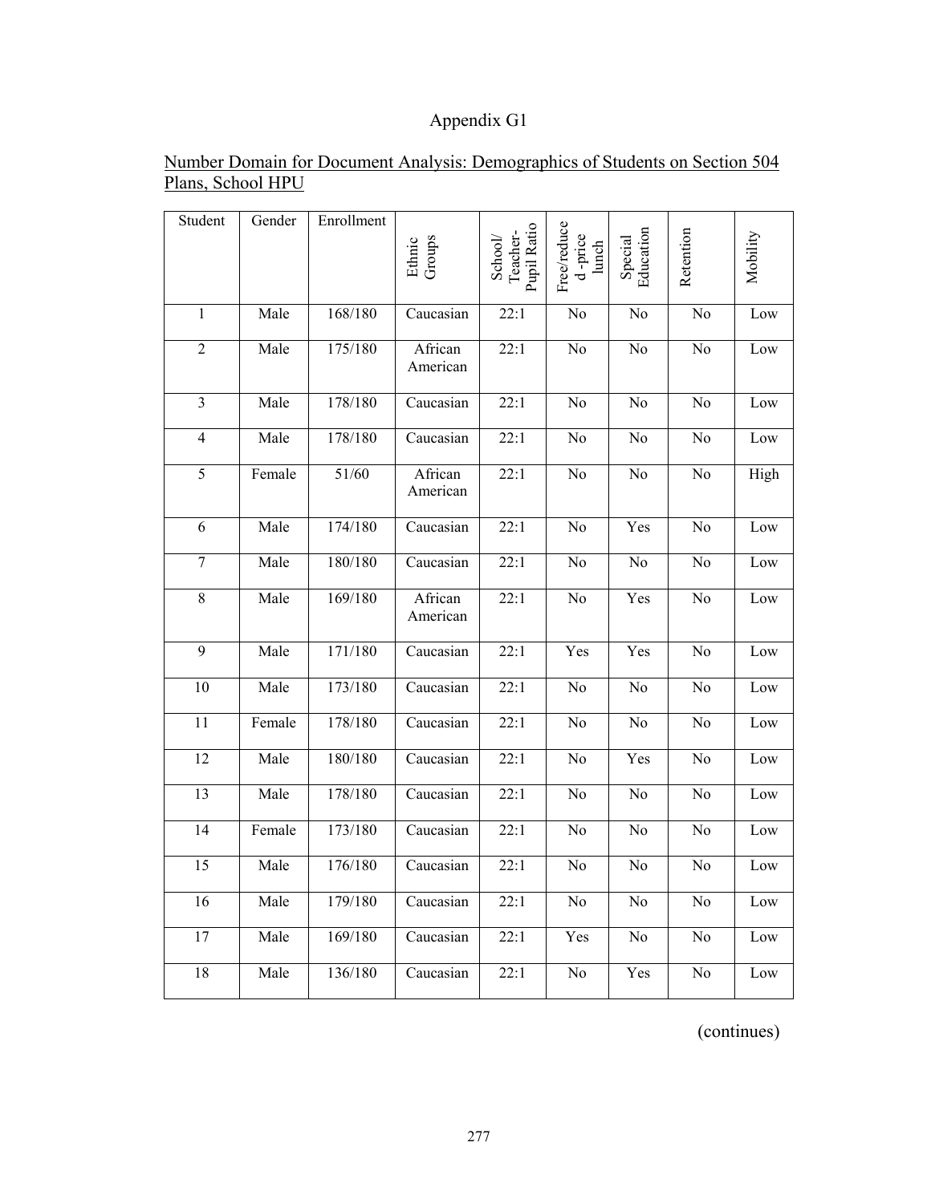Appendix G1

Number Domain for Document Analysis: Demographics of Students on Section 504 Plans, School HPU

| Student | Gender | Enrollment | Ethnic Groups | School/ Teacher-Pupil Ratio | Free/reduced-price lunch | Special Education | Retention | Mobility |
|---|---|---|---|---|---|---|---|---|
| 1 | Male | 168/180 | Caucasian | 22:1 | No | No | No | Low |
| 2 | Male | 175/180 | African American | 22:1 | No | No | No | Low |
| 3 | Male | 178/180 | Caucasian | 22:1 | No | No | No | Low |
| 4 | Male | 178/180 | Caucasian | 22:1 | No | No | No | Low |
| 5 | Female | 51/60 | African American | 22:1 | No | No | No | High |
| 6 | Male | 174/180 | Caucasian | 22:1 | No | Yes | No | Low |
| 7 | Male | 180/180 | Caucasian | 22:1 | No | No | No | Low |
| 8 | Male | 169/180 | African American | 22:1 | No | Yes | No | Low |
| 9 | Male | 171/180 | Caucasian | 22:1 | Yes | Yes | No | Low |
| 10 | Male | 173/180 | Caucasian | 22:1 | No | No | No | Low |
| 11 | Female | 178/180 | Caucasian | 22:1 | No | No | No | Low |
| 12 | Male | 180/180 | Caucasian | 22:1 | No | Yes | No | Low |
| 13 | Male | 178/180 | Caucasian | 22:1 | No | No | No | Low |
| 14 | Female | 173/180 | Caucasian | 22:1 | No | No | No | Low |
| 15 | Male | 176/180 | Caucasian | 22:1 | No | No | No | Low |
| 16 | Male | 179/180 | Caucasian | 22:1 | No | No | No | Low |
| 17 | Male | 169/180 | Caucasian | 22:1 | Yes | No | No | Low |
| 18 | Male | 136/180 | Caucasian | 22:1 | No | Yes | No | Low |

(continues)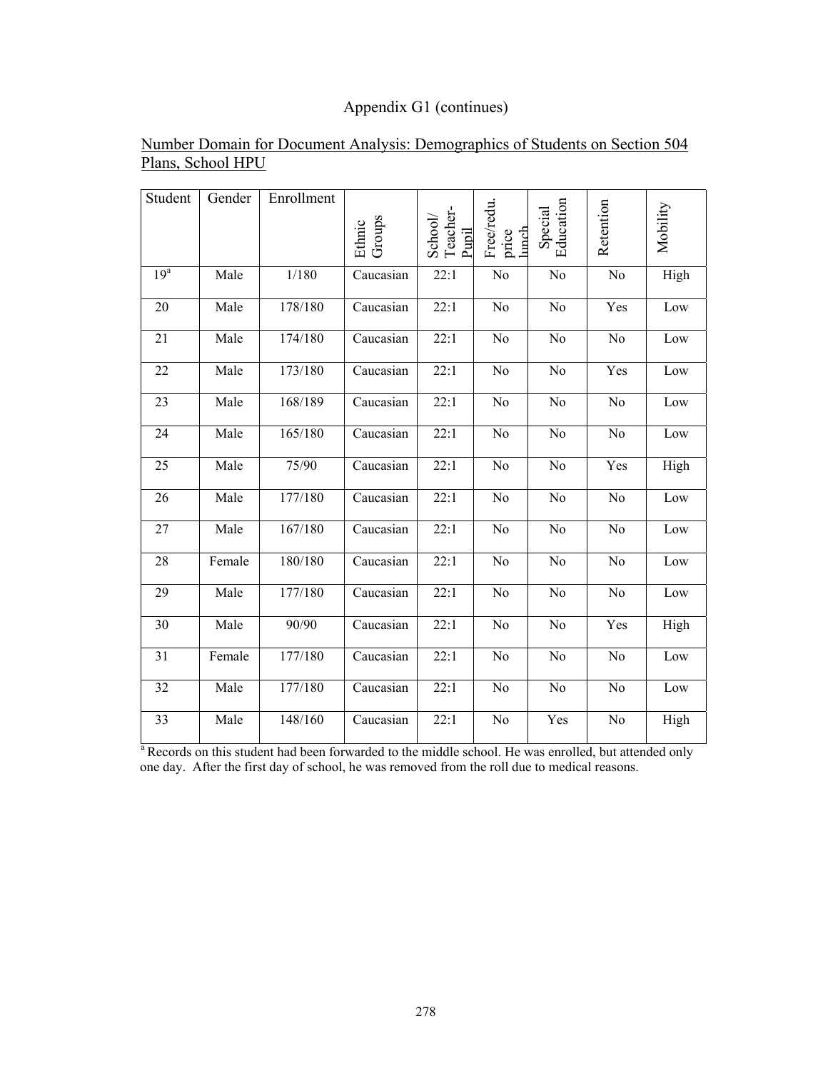Appendix G1 (continues)

Number Domain for Document Analysis: Demographics of Students on Section 504 Plans, School HPU

| Student | Gender | Enrollment | Ethnic Groups | School/ Teacher-Pupil | Free/redu. price lunch | Special Education | Retention | Mobility |
|---|---|---|---|---|---|---|---|---|
| 19[a] | Male | 1/180 | Caucasian | 22:1 | No | No | No | High |
| 20 | Male | 178/180 | Caucasian | 22:1 | No | No | Yes | Low |
| 21 | Male | 174/180 | Caucasian | 22:1 | No | No | No | Low |
| 22 | Male | 173/180 | Caucasian | 22:1 | No | No | Yes | Low |
| 23 | Male | 168/189 | Caucasian | 22:1 | No | No | No | Low |
| 24 | Male | 165/180 | Caucasian | 22:1 | No | No | No | Low |
| 25 | Male | 75/90 | Caucasian | 22:1 | No | No | Yes | High |
| 26 | Male | 177/180 | Caucasian | 22:1 | No | No | No | Low |
| 27 | Male | 167/180 | Caucasian | 22:1 | No | No | No | Low |
| 28 | Female | 180/180 | Caucasian | 22:1 | No | No | No | Low |
| 29 | Male | 177/180 | Caucasian | 22:1 | No | No | No | Low |
| 30 | Male | 90/90 | Caucasian | 22:1 | No | No | Yes | High |
| 31 | Female | 177/180 | Caucasian | 22:1 | No | No | No | Low |
| 32 | Male | 177/180 | Caucasian | 22:1 | No | No | No | Low |
| 33 | Male | 148/160 | Caucasian | 22:1 | No | Yes | No | High |

[a] Records on this student had been forwarded to the middle school. He was enrolled, but attended only one day. After the first day of school, he was removed from the roll due to medical reasons.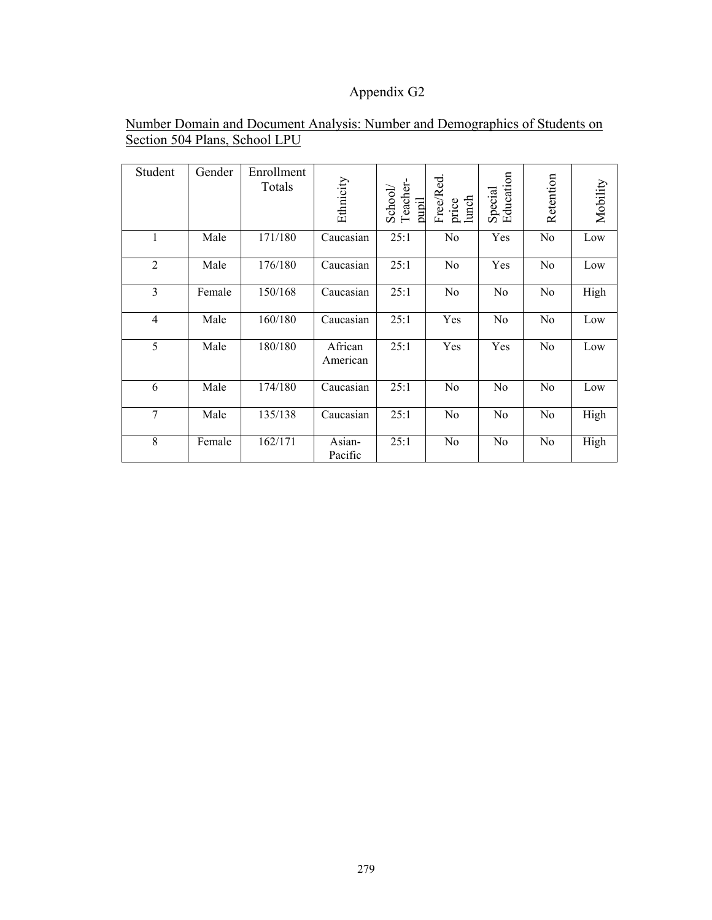# Appendix G2

Number Domain and Document Analysis: Number and Demographics of Students on Section 504 Plans, School LPU

| Student | Gender | Enrollment Totals | Ethnicity | School/ Teacher-pupil | Free/Red. price lunch | Special Education | Retention | Mobility |
|---|---|---|---|---|---|---|---|---|
| 1 | Male | 171/180 | Caucasian | 25:1 | No | Yes | No | Low |
| 2 | Male | 176/180 | Caucasian | 25:1 | No | Yes | No | Low |
| 3 | Female | 150/168 | Caucasian | 25:1 | No | No | No | High |
| 4 | Male | 160/180 | Caucasian | 25:1 | Yes | No | No | Low |
| 5 | Male | 180/180 | African American | 25:1 | Yes | Yes | No | Low |
| 6 | Male | 174/180 | Caucasian | 25:1 | No | No | No | Low |
| 7 | Male | 135/138 | Caucasian | 25:1 | No | No | No | High |
| 8 | Female | 162/171 | Asian-Pacific | 25:1 | No | No | No | High |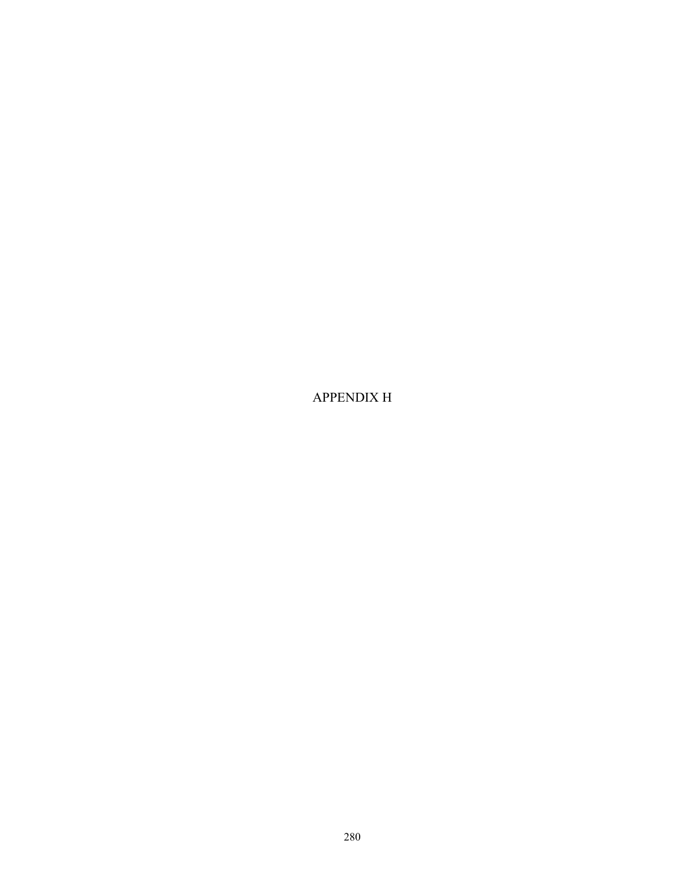# APPENDIX H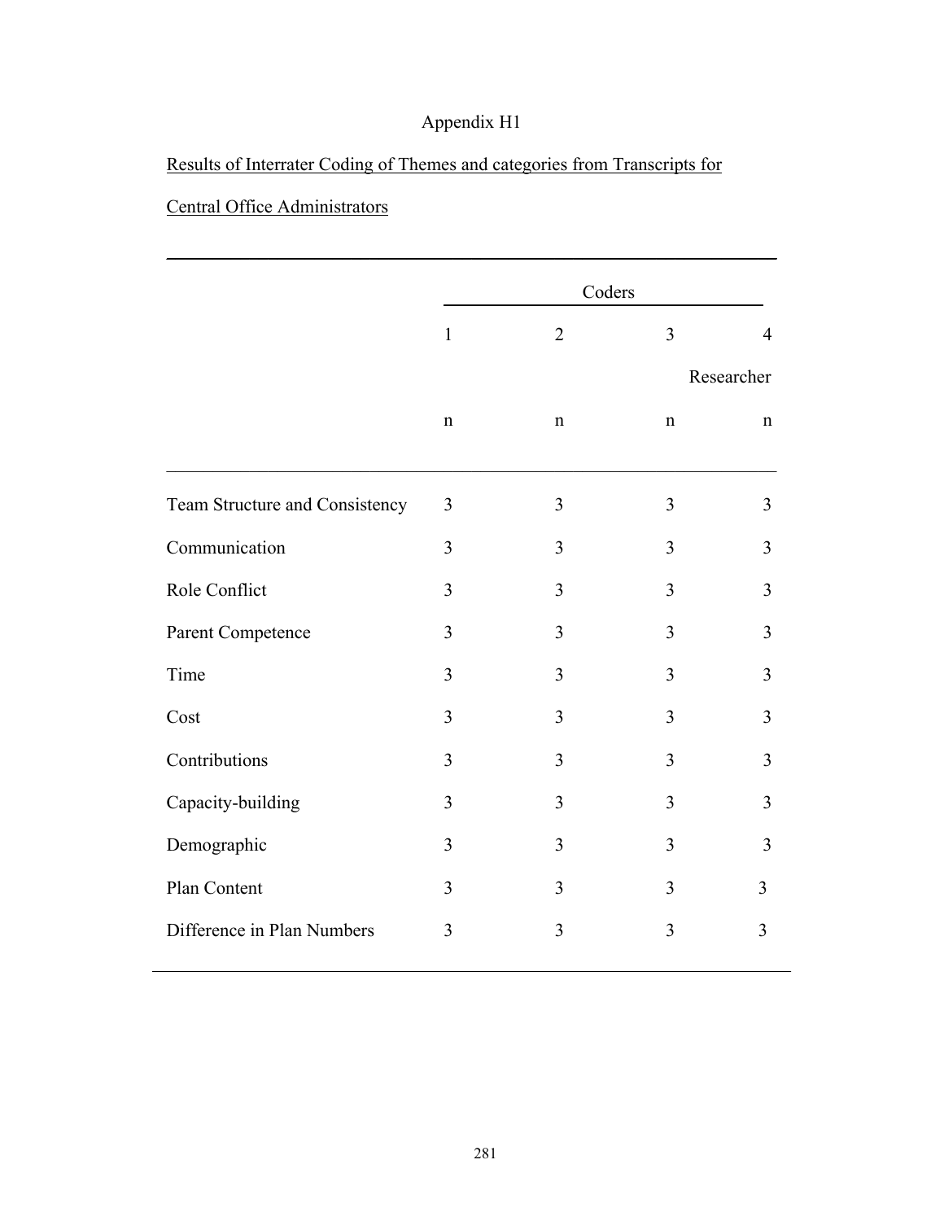Appendix H1

Results of Interrater Coding of Themes and categories from Transcripts for

Central Office Administrators

| | Coders | | | |
|---|---|---|---|---|
| | 1 | 2 | 3 | 4 Researcher |
| | n | n | n | n |
| Team Structure and Consistency | 3 | 3 | 3 | 3 |
| Communication | 3 | 3 | 3 | 3 |
| Role Conflict | 3 | 3 | 3 | 3 |
| Parent Competence | 3 | 3 | 3 | 3 |
| Time | 3 | 3 | 3 | 3 |
| Cost | 3 | 3 | 3 | 3 |
| Contributions | 3 | 3 | 3 | 3 |
| Capacity-building | 3 | 3 | 3 | 3 |
| Demographic | 3 | 3 | 3 | 3 |
| Plan Content | 3 | 3 | 3 | 3 |
| Difference in Plan Numbers | 3 | 3 | 3 | 3 |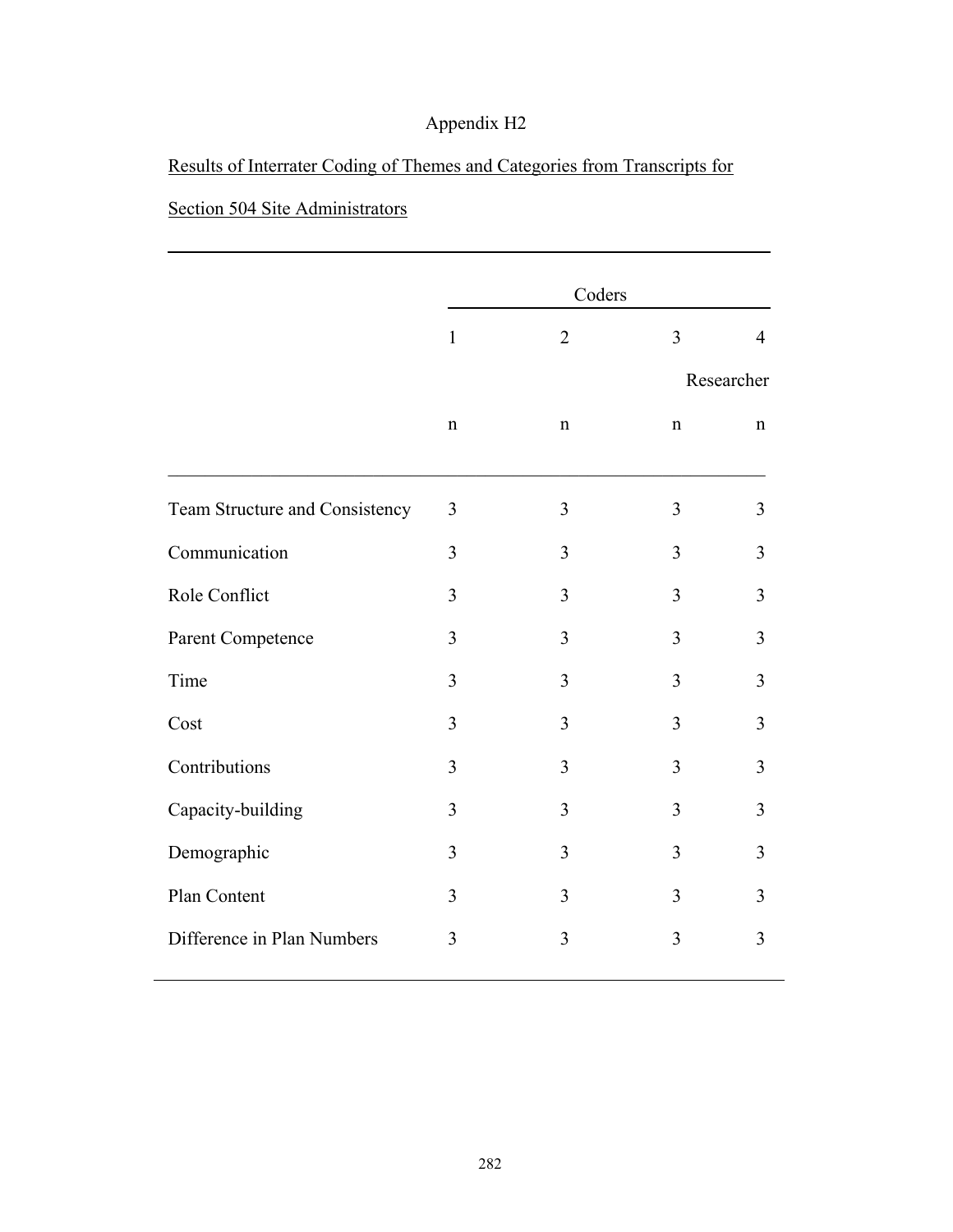Appendix H2

Results of Interrater Coding of Themes and Categories from Transcripts for Section 504 Site Administrators

| | Coders | | | |
|---|---|---|---|---|
| | 1 | 2 | 3 | 4 Researcher |
| | n | n | n | n |
| Team Structure and Consistency | 3 | 3 | 3 | 3 |
| Communication | 3 | 3 | 3 | 3 |
| Role Conflict | 3 | 3 | 3 | 3 |
| Parent Competence | 3 | 3 | 3 | 3 |
| Time | 3 | 3 | 3 | 3 |
| Cost | 3 | 3 | 3 | 3 |
| Contributions | 3 | 3 | 3 | 3 |
| Capacity-building | 3 | 3 | 3 | 3 |
| Demographic | 3 | 3 | 3 | 3 |
| Plan Content | 3 | 3 | 3 | 3 |
| Difference in Plan Numbers | 3 | 3 | 3 | 3 |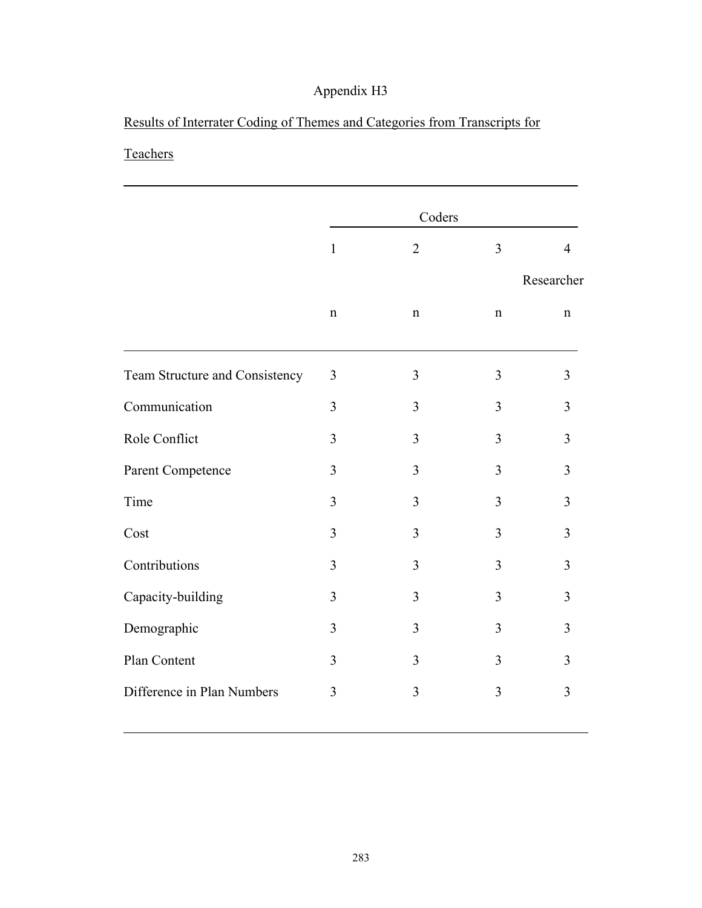Appendix H3

Results of Interrater Coding of Themes and Categories from Transcripts for Teachers

| | Coders | | | |
|---|---|---|---|---|
| | 1 | 2 | 3 | 4 Researcher |
| | n | n | n | n |
| Team Structure and Consistency | 3 | 3 | 3 | 3 |
| Communication | 3 | 3 | 3 | 3 |
| Role Conflict | 3 | 3 | 3 | 3 |
| Parent Competence | 3 | 3 | 3 | 3 |
| Time | 3 | 3 | 3 | 3 |
| Cost | 3 | 3 | 3 | 3 |
| Contributions | 3 | 3 | 3 | 3 |
| Capacity-building | 3 | 3 | 3 | 3 |
| Demographic | 3 | 3 | 3 | 3 |
| Plan Content | 3 | 3 | 3 | 3 |
| Difference in Plan Numbers | 3 | 3 | 3 | 3 |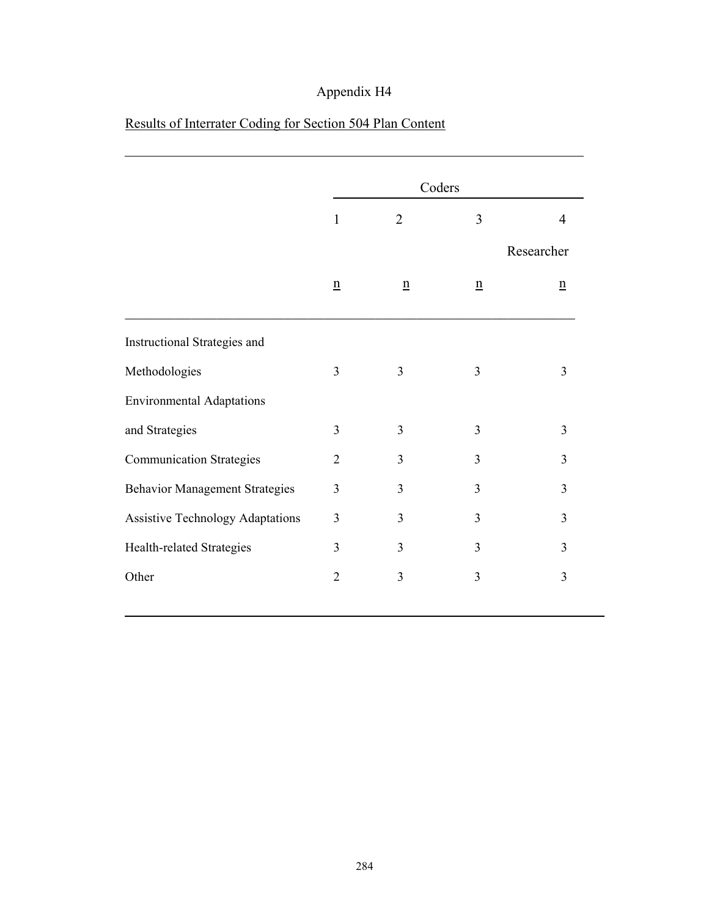Appendix H4

Results of Interrater Coding for Section 504 Plan Content

| | Coders | | | |
|---|---|---|---|---|
| | 1 | 2 | 3 | 4 Researcher |
| | n | n | n | n |
| Instructional Strategies and Methodologies | 3 | 3 | 3 | 3 |
| Environmental Adaptations and Strategies | 3 | 3 | 3 | 3 |
| Communication Strategies | 2 | 3 | 3 | 3 |
| Behavior Management Strategies | 3 | 3 | 3 | 3 |
| Assistive Technology Adaptations | 3 | 3 | 3 | 3 |
| Health-related Strategies | 3 | 3 | 3 | 3 |
| Other | 2 | 3 | 3 | 3 |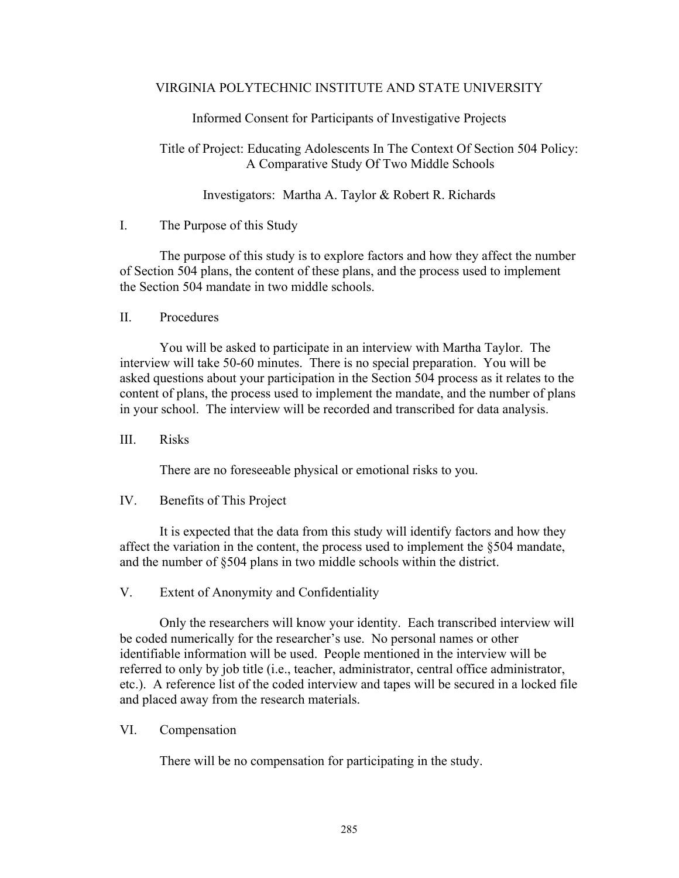VIRGINIA POLYTECHNIC INSTITUTE AND STATE UNIVERSITY

Informed Consent for Participants of Investigative Projects

Title of Project: Educating Adolescents In The Context Of Section 504 Policy: A Comparative Study Of Two Middle Schools

Investigators: Martha A. Taylor & Robert R. Richards

## I. The Purpose of this Study

The purpose of this study is to explore factors and how they affect the number of Section 504 plans, the content of these plans, and the process used to implement the Section 504 mandate in two middle schools.

## II. Procedures

You will be asked to participate in an interview with Martha Taylor. The interview will take 50-60 minutes. There is no special preparation. You will be asked questions about your participation in the Section 504 process as it relates to the content of plans, the process used to implement the mandate, and the number of plans in your school. The interview will be recorded and transcribed for data analysis.

## III. Risks

There are no foreseeable physical or emotional risks to you.

## IV. Benefits of This Project

It is expected that the data from this study will identify factors and how they affect the variation in the content, the process used to implement the §504 mandate, and the number of §504 plans in two middle schools within the district.

## V. Extent of Anonymity and Confidentiality

Only the researchers will know your identity. Each transcribed interview will be coded numerically for the researcher's use. No personal names or other identifiable information will be used. People mentioned in the interview will be referred to only by job title (i.e., teacher, administrator, central office administrator, etc.). A reference list of the coded interview and tapes will be secured in a locked file and placed away from the research materials.

## VI. Compensation

There will be no compensation for participating in the study.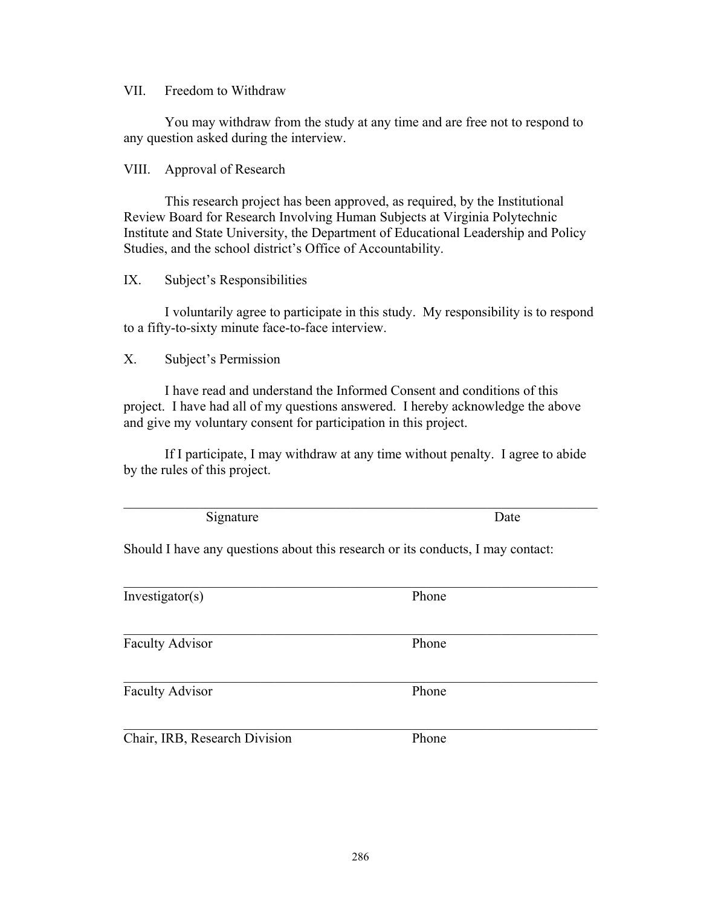VII. Freedom to Withdraw

You may withdraw from the study at any time and are free not to respond to any question asked during the interview.

VIII. Approval of Research

This research project has been approved, as required, by the Institutional Review Board for Research Involving Human Subjects at Virginia Polytechnic Institute and State University, the Department of Educational Leadership and Policy Studies, and the school district's Office of Accountability.

IX. Subject's Responsibilities

I voluntarily agree to participate in this study. My responsibility is to respond to a fifty-to-sixty minute face-to-face interview.

X. Subject's Permission

I have read and understand the Informed Consent and conditions of this project. I have had all of my questions answered. I hereby acknowledge the above and give my voluntary consent for participation in this project.

If I participate, I may withdraw at any time without penalty. I agree to abide by the rules of this project.

\_\_\_\_\_\_\_\_\_\_\_\_\_\_\_\_\_\_\_\_\_\_\_\_\_\_\_\_\_\_\_\_\_\_\_\_\_\_\_\_\_\_\_\_\_\_\_\_\_\_\_\_\_\_\_\_\_\_\_\_

Signature                                                                 Date

Should I have any questions about this research or its conducts, I may contact:

\_\_\_\_\_\_\_\_\_\_\_\_\_\_\_\_\_\_\_\_\_\_\_\_\_\_\_\_\_\_\_\_\_\_\_\_\_\_\_\_\_\_\_\_\_\_\_\_\_\_\_\_\_\_\_\_\_\_\_\_

Investigator(s)                                                          Phone

\_\_\_\_\_\_\_\_\_\_\_\_\_\_\_\_\_\_\_\_\_\_\_\_\_\_\_\_\_\_\_\_\_\_\_\_\_\_\_\_\_\_\_\_\_\_\_\_\_\_\_\_\_\_\_\_\_\_\_\_

Faculty Advisor                                                         Phone

\_\_\_\_\_\_\_\_\_\_\_\_\_\_\_\_\_\_\_\_\_\_\_\_\_\_\_\_\_\_\_\_\_\_\_\_\_\_\_\_\_\_\_\_\_\_\_\_\_\_\_\_\_\_\_\_\_\_\_\_

Faculty Advisor                                                         Phone

\_\_\_\_\_\_\_\_\_\_\_\_\_\_\_\_\_\_\_\_\_\_\_\_\_\_\_\_\_\_\_\_\_\_\_\_\_\_\_\_\_\_\_\_\_\_\_\_\_\_\_\_\_\_\_\_\_\_\_\_

Chair, IRB, Research Division                                    Phone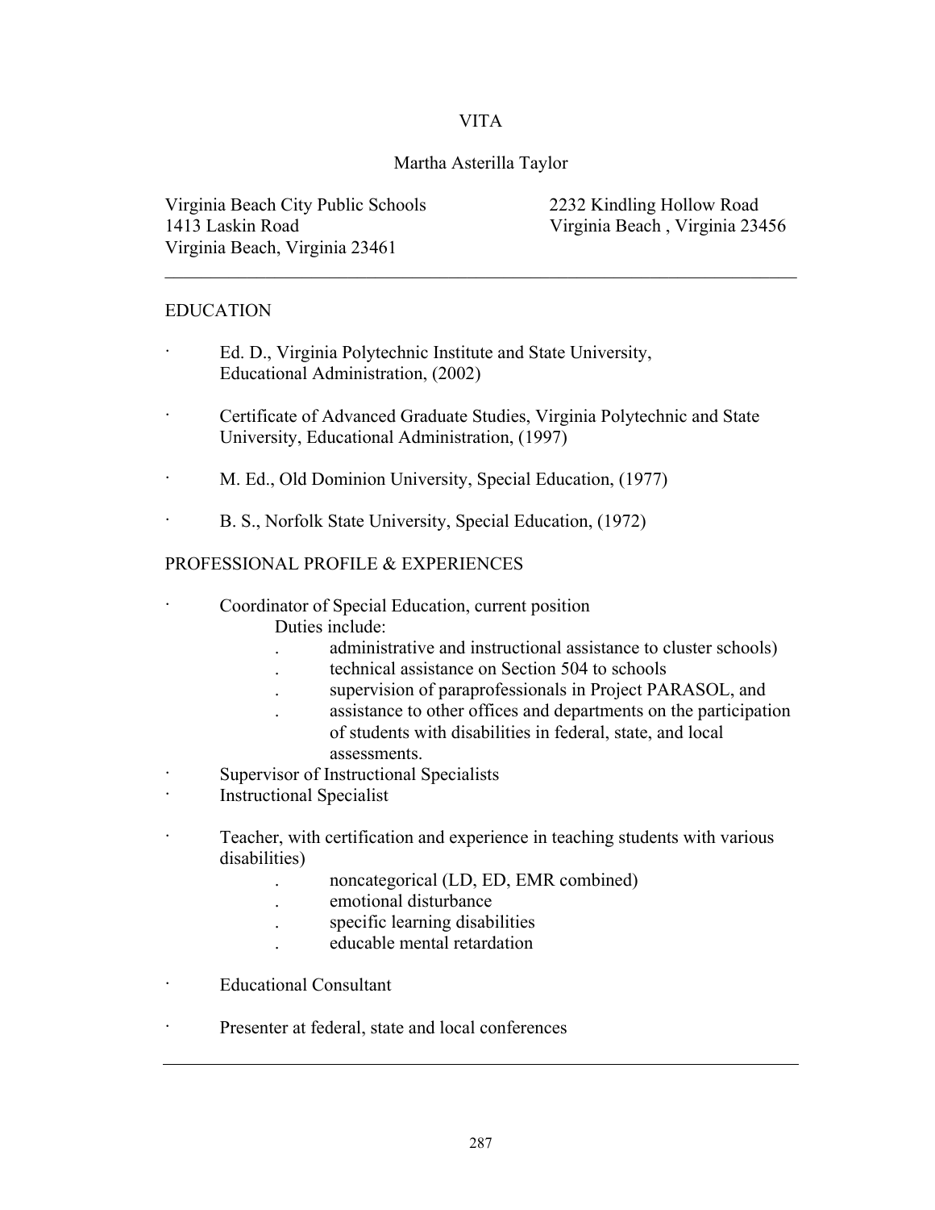# VITA

## Martha Asterilla Taylor

Virginia Beach City Public Schools
1413 Laskin Road
Virginia Beach, Virginia 23461

2232 Kindling Hollow Road
Virginia Beach , Virginia 23456

---

## EDUCATION

- Ed. D., Virginia Polytechnic Institute and State University, Educational Administration, (2002)

- Certificate of Advanced Graduate Studies, Virginia Polytechnic and State University, Educational Administration, (1997)

- M. Ed., Old Dominion University, Special Education, (1977)

- B. S., Norfolk State University, Special Education, (1972)

## PROFESSIONAL PROFILE & EXPERIENCES

- Coordinator of Special Education, current position
  Duties include:
  - administrative and instructional assistance to cluster schools)
  - technical assistance on Section 504 to schools
  - supervision of paraprofessionals in Project PARASOL, and
  - assistance to other offices and departments on the participation of students with disabilities in federal, state, and local assessments.
- Supervisor of Instructional Specialists
- Instructional Specialist

- Teacher, with certification and experience in teaching students with various disabilities)
  - noncategorical (LD, ED, EMR combined)
  - emotional disturbance
  - specific learning disabilities
  - educable mental retardation

- Educational Consultant

- Presenter at federal, state and local conferences

---